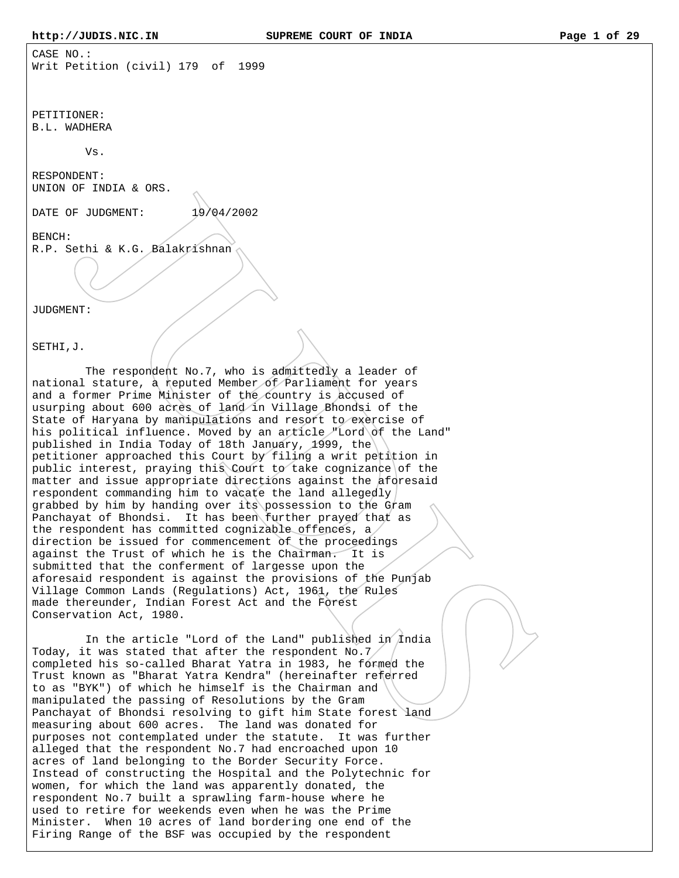CASE NO.:
Writ Petition (civil) 179 of 1999

PETITIONER:
B.L. WADHERA

Vs.

RESPONDENT:
UNION OF INDIA & ORS.

DATE OF JUDGMENT: 19/04/2002

BENCH:
R.P. Sethi & K.G. Balakrishnan

JUDGMENT:

SETHI,J.

The respondent No.7, who is admittedly a leader of national stature, a reputed Member of Parliament for years and a former Prime Minister of the country is accused of usurping about 600 acres of land in Village Bhondsi of the State of Haryana by manipulations and resort to exercise of his political influence. Moved by an article "Lord of the Land" published in India Today of 18th January, 1999, the petitioner approached this Court by filing a writ petition in public interest, praying this Court to take cognizance of the matter and issue appropriate directions against the aforesaid respondent commanding him to vacate the land allegedly grabbed by him by handing over its possession to the Gram Panchayat of Bhondsi. It has been further prayed that as the respondent has committed cognizable offences, a direction be issued for commencement of the proceedings against the Trust of which he is the Chairman. It is submitted that the conferment of largesse upon the aforesaid respondent is against the provisions of the Punjab Village Common Lands (Regulations) Act, 1961, the Rules made thereunder, Indian Forest Act and the Forest Conservation Act, 1980.

In the article "Lord of the Land" published in India Today, it was stated that after the respondent No.7 completed his so-called Bharat Yatra in 1983, he formed the Trust known as "Bharat Yatra Kendra" (hereinafter referred to as "BYK") of which he himself is the Chairman and manipulated the passing of Resolutions by the Gram Panchayat of Bhondsi resolving to gift him State forest land measuring about 600 acres. The land was donated for purposes not contemplated under the statute. It was further alleged that the respondent No.7 had encroached upon 10 acres of land belonging to the Border Security Force. Instead of constructing the Hospital and the Polytechnic for women, for which the land was apparently donated, the respondent No.7 built a sprawling farm-house where he used to retire for weekends even when he was the Prime Minister. When 10 acres of land bordering one end of the Firing Range of the BSF was occupied by the respondent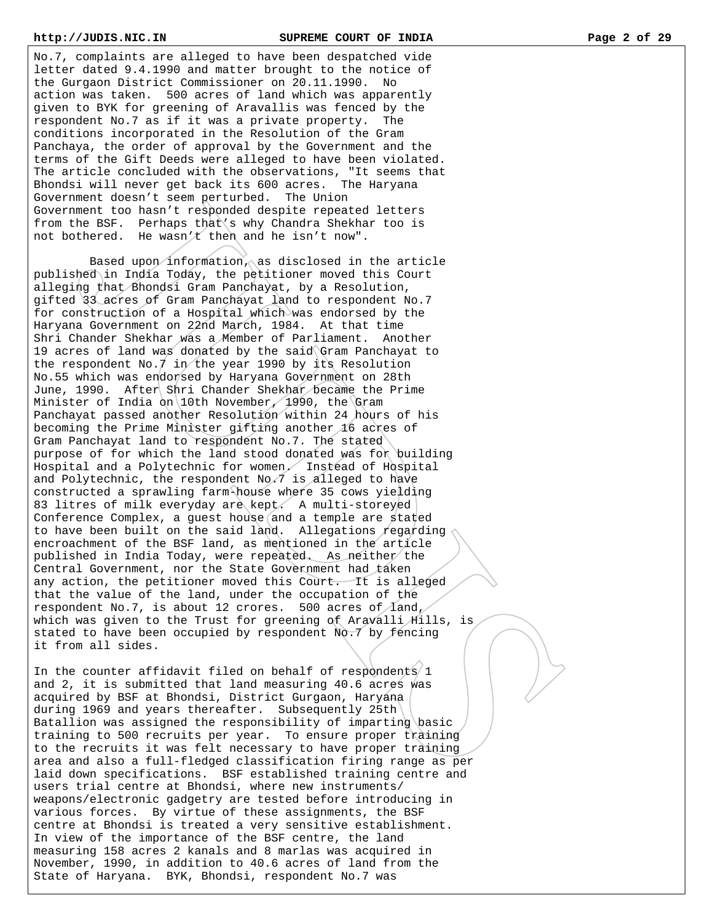No.7, complaints are alleged to have been despatched vide letter dated 9.4.1990 and matter brought to the notice of the Gurgaon District Commissioner on 20.11.1990. No action was taken. 500 acres of land which was apparently given to BYK for greening of Aravallis was fenced by the respondent No.7 as if it was a private property. The conditions incorporated in the Resolution of the Gram Panchaya, the order of approval by the Government and the terms of the Gift Deeds were alleged to have been violated. The article concluded with the observations, "It seems that Bhondsi will never get back its 600 acres. The Haryana Government doesn't seem perturbed. The Union Government too hasn't responded despite repeated letters from the BSF. Perhaps that's why Chandra Shekhar too is not bothered. He wasn't then and he isn't now".

Based upon information, as disclosed in the article published in India Today, the petitioner moved this Court alleging that Bhondsi Gram Panchayat, by a Resolution, gifted 33 acres of Gram Panchayat land to respondent No.7 for construction of a Hospital which was endorsed by the Haryana Government on 22nd March, 1984. At that time Shri Chander Shekhar was a Member of Parliament. Another 19 acres of land was donated by the said Gram Panchayat to the respondent No.7 in the year 1990 by its Resolution No.55 which was endorsed by Haryana Government on 28th June, 1990. After Shri Chander Shekhar became the Prime Minister of India on 10th November, 1990, the Gram Panchayat passed another Resolution within 24 hours of his becoming the Prime Minister gifting another 16 acres of Gram Panchayat land to respondent No.7. The stated purpose of for which the land stood donated was for building Hospital and a Polytechnic for women. Instead of Hospital and Polytechnic, the respondent No.7 is alleged to have constructed a sprawling farm-house where 35 cows yielding 83 litres of milk everyday are kept. A multi-storeyed Conference Complex, a guest house and a temple are stated to have been built on the said land. Allegations regarding encroachment of the BSF land, as mentioned in the article published in India Today, were repeated. As neither the Central Government, nor the State Government had taken any action, the petitioner moved this Court. It is alleged that the value of the land, under the occupation of the respondent No.7, is about 12 crores. 500 acres of land, which was given to the Trust for greening of Aravalli Hills, is stated to have been occupied by respondent No.7 by fencing it from all sides.

In the counter affidavit filed on behalf of respondents 1 and 2, it is submitted that land measuring 40.6 acres was acquired by BSF at Bhondsi, District Gurgaon, Haryana during 1969 and years thereafter. Subsequently 25th Batallion was assigned the responsibility of imparting basic training to 500 recruits per year. To ensure proper training to the recruits it was felt necessary to have proper training area and also a full-fledged classification firing range as per laid down specifications. BSF established training centre and users trial centre at Bhondsi, where new instruments/ weapons/electronic gadgetry are tested before introducing in various forces. By virtue of these assignments, the BSF centre at Bhondsi is treated a very sensitive establishment. In view of the importance of the BSF centre, the land measuring 158 acres 2 kanals and 8 marlas was acquired in November, 1990, in addition to 40.6 acres of land from the State of Haryana. BYK, Bhondsi, respondent No.7 was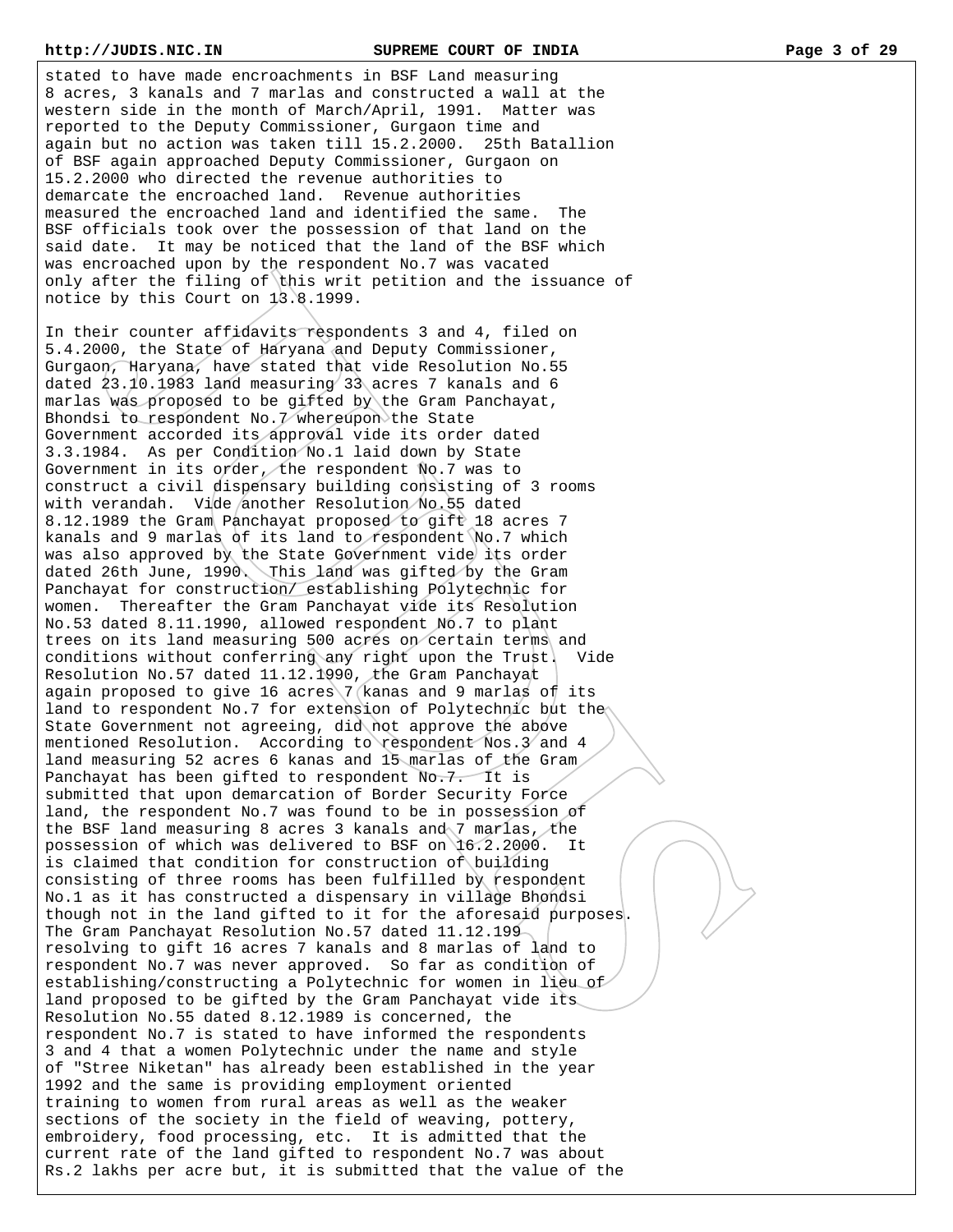stated to have made encroachments in BSF Land measuring 8 acres, 3 kanals and 7 marlas and constructed a wall at the western side in the month of March/April, 1991. Matter was reported to the Deputy Commissioner, Gurgaon time and again but no action was taken till 15.2.2000. 25th Batallion of BSF again approached Deputy Commissioner, Gurgaon on 15.2.2000 who directed the revenue authorities to demarcate the encroached land. Revenue authorities measured the encroached land and identified the same. The BSF officials took over the possession of that land on the said date. It may be noticed that the land of the BSF which was encroached upon by the respondent No.7 was vacated only after the filing of this writ petition and the issuance of notice by this Court on 13.8.1999.

In their counter affidavits respondents 3 and 4, filed on 5.4.2000, the State of Haryana and Deputy Commissioner, Gurgaon, Haryana, have stated that vide Resolution No.55 dated 23.10.1983 land measuring 33 acres 7 kanals and 6 marlas was proposed to be gifted by the Gram Panchayat, Bhondsi to respondent No.7 whereupon the State Government accorded its approval vide its order dated 3.3.1984. As per Condition No.1 laid down by State Government in its order, the respondent No.7 was to construct a civil dispensary building consisting of 3 rooms with verandah. Vide another Resolution No.55 dated 8.12.1989 the Gram Panchayat proposed to gift 18 acres 7 kanals and 9 marlas of its land to respondent No.7 which was also approved by the State Government vide its order dated 26th June, 1990. This land was gifted by the Gram Panchayat for construction/ establishing Polytechnic for women. Thereafter the Gram Panchayat vide its Resolution No.53 dated 8.11.1990, allowed respondent No.7 to plant trees on its land measuring 500 acres on certain terms and conditions without conferring any right upon the Trust. Vide Resolution No.57 dated 11.12.1990, the Gram Panchayat again proposed to give 16 acres 7 kanas and 9 marlas of its land to respondent No.7 for extension of Polytechnic but the State Government not agreeing, did not approve the above mentioned Resolution. According to respondent Nos.3 and 4 land measuring 52 acres 6 kanas and 15 marlas of the Gram Panchayat has been gifted to respondent No.7. It is submitted that upon demarcation of Border Security Force land, the respondent No.7 was found to be in possession of the BSF land measuring 8 acres 3 kanals and 7 marlas, the possession of which was delivered to BSF on 16.2.2000. It is claimed that condition for construction of building consisting of three rooms has been fulfilled by respondent No.1 as it has constructed a dispensary in village Bhondsi though not in the land gifted to it for the aforesaid purposes. The Gram Panchayat Resolution No.57 dated 11.12.199 resolving to gift 16 acres 7 kanals and 8 marlas of land to respondent No.7 was never approved. So far as condition of establishing/constructing a Polytechnic for women in lieu of land proposed to be gifted by the Gram Panchayat vide its Resolution No.55 dated 8.12.1989 is concerned, the respondent No.7 is stated to have informed the respondents 3 and 4 that a women Polytechnic under the name and style of "Stree Niketan" has already been established in the year 1992 and the same is providing employment oriented training to women from rural areas as well as the weaker sections of the society in the field of weaving, pottery, embroidery, food processing, etc. It is admitted that the current rate of the land gifted to respondent No.7 was about Rs.2 lakhs per acre but, it is submitted that the value of the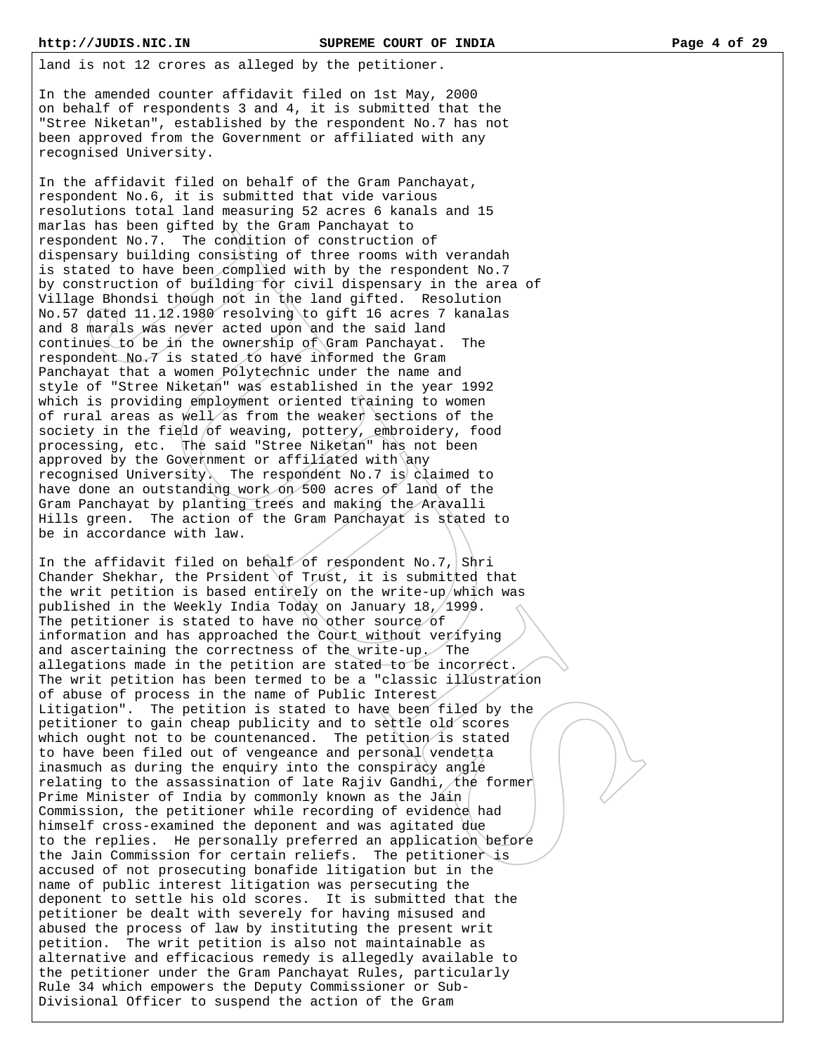land is not 12 crores as alleged by the petitioner.

In the amended counter affidavit filed on 1st May, 2000 on behalf of respondents 3 and 4, it is submitted that the "Stree Niketan", established by the respondent No.7 has not been approved from the Government or affiliated with any recognised University.

In the affidavit filed on behalf of the Gram Panchayat, respondent No.6, it is submitted that vide various resolutions total land measuring 52 acres 6 kanals and 15 marlas has been gifted by the Gram Panchayat to respondent No.7. The condition of construction of dispensary building consisting of three rooms with verandah is stated to have been complied with by the respondent No.7 by construction of building for civil dispensary in the area of Village Bhondsi though not in the land gifted. Resolution No.57 dated 11.12.1980 resolving to gift 16 acres 7 kanalas and 8 marals was never acted upon and the said land continues to be in the ownership of Gram Panchayat. The respondent No.7 is stated to have informed the Gram Panchayat that a women Polytechnic under the name and style of "Stree Niketan" was established in the year 1992 which is providing employment oriented training to women of rural areas as well as from the weaker sections of the society in the field of weaving, pottery, embroidery, food processing, etc. The said "Stree Niketan" has not been approved by the Government or affiliated with any recognised University. The respondent No.7 is claimed to have done an outstanding work on 500 acres of land of the Gram Panchayat by planting trees and making the Aravalli Hills green. The action of the Gram Panchayat is stated to be in accordance with law.

In the affidavit filed on behalf of respondent No.7, Shri Chander Shekhar, the Prsident of Trust, it is submitted that the writ petition is based entirely on the write-up which was published in the Weekly India Today on January 18, 1999. The petitioner is stated to have no other source of information and has approached the Court without verifying and ascertaining the correctness of the write-up. The allegations made in the petition are stated to be incorrect. The writ petition has been termed to be a "classic illustration of abuse of process in the name of Public Interest Litigation". The petition is stated to have been filed by the petitioner to gain cheap publicity and to settle old scores which ought not to be countenanced. The petition is stated to have been filed out of vengeance and personal vendetta inasmuch as during the enquiry into the conspiracy angle relating to the assassination of late Rajiv Gandhi, the former Prime Minister of India by commonly known as the Jain Commission, the petitioner while recording of evidence had himself cross-examined the deponent and was agitated due to the replies. He personally preferred an application before the Jain Commission for certain reliefs. The petitioner is accused of not prosecuting bonafide litigation but in the name of public interest litigation was persecuting the deponent to settle his old scores. It is submitted that the petitioner be dealt with severely for having misused and abused the process of law by instituting the present writ petition. The writ petition is also not maintainable as alternative and efficacious remedy is allegedly available to the petitioner under the Gram Panchayat Rules, particularly Rule 34 which empowers the Deputy Commissioner or Sub-Divisional Officer to suspend the action of the Gram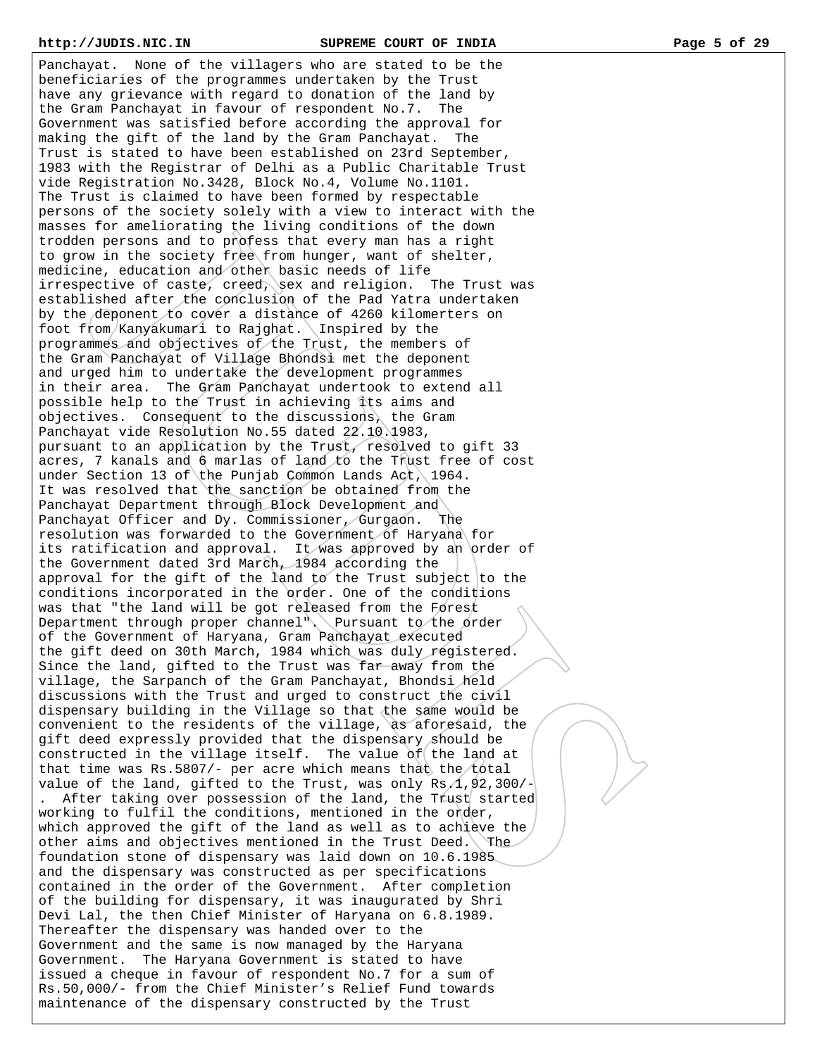Panchayat. None of the villagers who are stated to be the beneficiaries of the programmes undertaken by the Trust have any grievance with regard to donation of the land by the Gram Panchayat in favour of respondent No.7. The Government was satisfied before according the approval for making the gift of the land by the Gram Panchayat. The Trust is stated to have been established on 23rd September, 1983 with the Registrar of Delhi as a Public Charitable Trust vide Registration No.3428, Block No.4, Volume No.1101. The Trust is claimed to have been formed by respectable persons of the society solely with a view to interact with the masses for ameliorating the living conditions of the down trodden persons and to profess that every man has a right to grow in the society free from hunger, want of shelter, medicine, education and other basic needs of life irrespective of caste, creed, sex and religion. The Trust was established after the conclusion of the Pad Yatra undertaken by the deponent to cover a distance of 4260 kilomerters on foot from Kanyakumari to Rajghat. Inspired by the programmes and objectives of the Trust, the members of the Gram Panchayat of Village Bhondsi met the deponent and urged him to undertake the development programmes in their area. The Gram Panchayat undertook to extend all possible help to the Trust in achieving its aims and objectives. Consequent to the discussions, the Gram Panchayat vide Resolution No.55 dated 22.10.1983, pursuant to an application by the Trust, resolved to gift 33 acres, 7 kanals and 6 marlas of land to the Trust free of cost under Section 13 of the Punjab Common Lands Act, 1964. It was resolved that the sanction be obtained from the Panchayat Department through Block Development and Panchayat Officer and Dy. Commissioner, Gurgaon. The resolution was forwarded to the Government of Haryana for its ratification and approval. It was approved by an order of the Government dated 3rd March, 1984 according the approval for the gift of the land to the Trust subject to the conditions incorporated in the order. One of the conditions was that "the land will be got released from the Forest Department through proper channel". Pursuant to the order of the Government of Haryana, Gram Panchayat executed the gift deed on 30th March, 1984 which was duly registered. Since the land, gifted to the Trust was far away from the village, the Sarpanch of the Gram Panchayat, Bhondsi held discussions with the Trust and urged to construct the civil dispensary building in the Village so that the same would be convenient to the residents of the village, as aforesaid, the gift deed expressly provided that the dispensary should be constructed in the village itself. The value of the land at that time was Rs.5807/- per acre which means that the total value of the land, gifted to the Trust, was only Rs.1,92,300/-. After taking over possession of the land, the Trust started working to fulfil the conditions, mentioned in the order, which approved the gift of the land as well as to achieve the other aims and objectives mentioned in the Trust Deed. The foundation stone of dispensary was laid down on 10.6.1985 and the dispensary was constructed as per specifications contained in the order of the Government. After completion of the building for dispensary, it was inaugurated by Shri Devi Lal, the then Chief Minister of Haryana on 6.8.1989. Thereafter the dispensary was handed over to the Government and the same is now managed by the Haryana Government. The Haryana Government is stated to have issued a cheque in favour of respondent No.7 for a sum of Rs.50,000/- from the Chief Minister's Relief Fund towards maintenance of the dispensary constructed by the Trust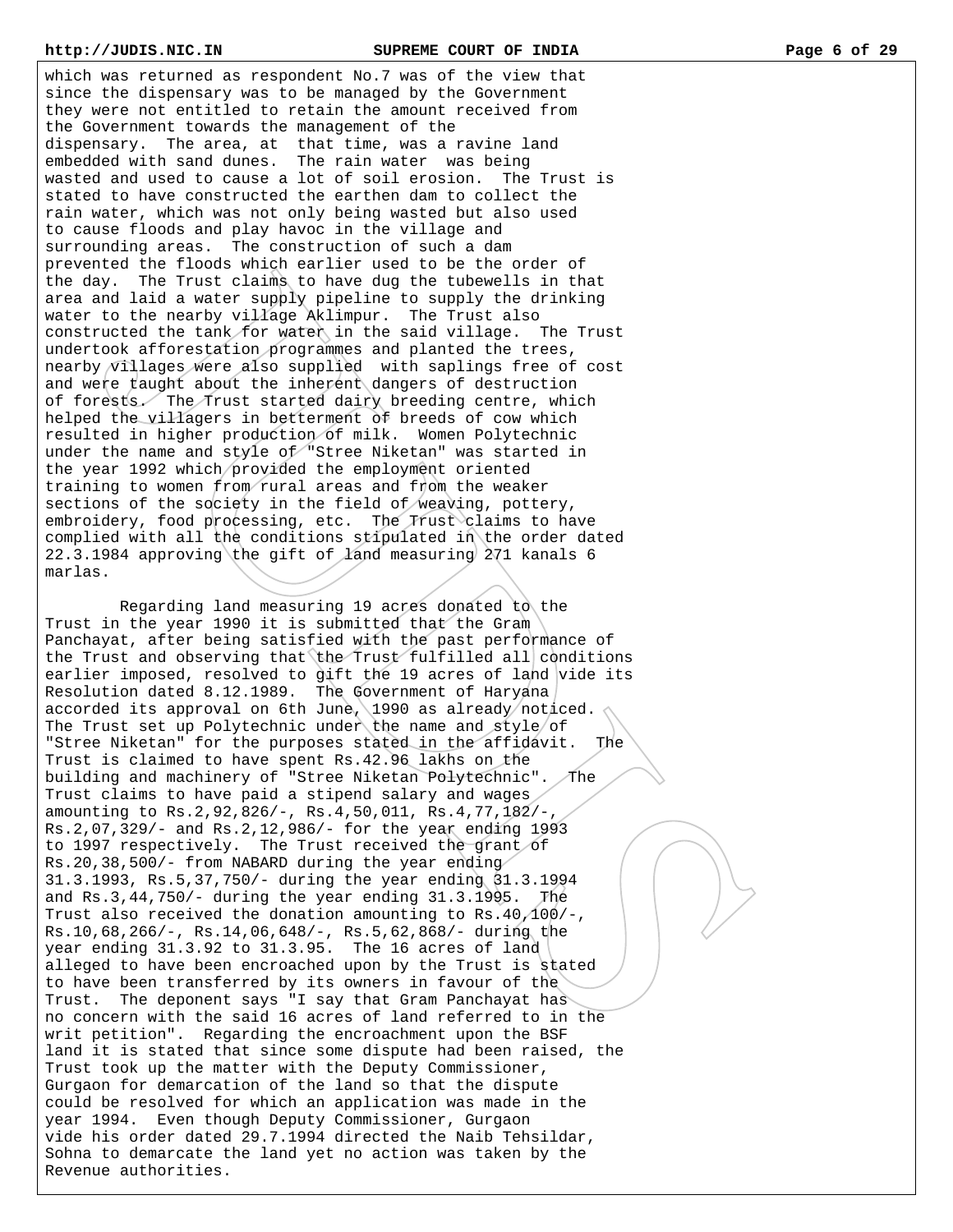which was returned as respondent No.7 was of the view that since the dispensary was to be managed by the Government they were not entitled to retain the amount received from the Government towards the management of the dispensary. The area, at that time, was a ravine land embedded with sand dunes. The rain water was being wasted and used to cause a lot of soil erosion. The Trust is stated to have constructed the earthen dam to collect the rain water, which was not only being wasted but also used to cause floods and play havoc in the village and surrounding areas. The construction of such a dam prevented the floods which earlier used to be the order of the day. The Trust claims to have dug the tubewells in that area and laid a water supply pipeline to supply the drinking water to the nearby village Aklimpur. The Trust also constructed the tank for water in the said village. The Trust undertook afforestation programmes and planted the trees, nearby villages were also supplied with saplings free of cost and were taught about the inherent dangers of destruction of forests. The Trust started dairy breeding centre, which helped the villagers in betterment of breeds of cow which resulted in higher production of milk. Women Polytechnic under the name and style of "Stree Niketan" was started in the year 1992 which provided the employment oriented training to women from rural areas and from the weaker sections of the society in the field of weaving, pottery, embroidery, food processing, etc. The Trust claims to have complied with all the conditions stipulated in the order dated 22.3.1984 approving the gift of land measuring 271 kanals 6 marlas.

Regarding land measuring 19 acres donated to the Trust in the year 1990 it is submitted that the Gram Panchayat, after being satisfied with the past performance of the Trust and observing that the Trust fulfilled all conditions earlier imposed, resolved to gift the 19 acres of land vide its Resolution dated 8.12.1989. The Government of Haryana accorded its approval on 6th June, 1990 as already noticed. The Trust set up Polytechnic under the name and style of "Stree Niketan" for the purposes stated in the affidavit. The Trust is claimed to have spent Rs.42.96 lakhs on the building and machinery of "Stree Niketan Polytechnic". The Trust claims to have paid a stipend salary and wages amounting to Rs.2,92,826/-, Rs.4,50,011, Rs.4,77,182/-, Rs.2,07,329/- and Rs.2,12,986/- for the year ending 1993 to 1997 respectively. The Trust received the grant of Rs.20,38,500/- from NABARD during the year ending 31.3.1993, Rs.5,37,750/- during the year ending 31.3.1994 and Rs.3,44,750/- during the year ending 31.3.1995. The Trust also received the donation amounting to Rs.40,100/-, Rs.10,68,266/-, Rs.14,06,648/-, Rs.5,62,868/- during the year ending 31.3.92 to 31.3.95. The 16 acres of land alleged to have been encroached upon by the Trust is stated to have been transferred by its owners in favour of the Trust. The deponent says "I say that Gram Panchayat has no concern with the said 16 acres of land referred to in the writ petition". Regarding the encroachment upon the BSF land it is stated that since some dispute had been raised, the Trust took up the matter with the Deputy Commissioner, Gurgaon for demarcation of the land so that the dispute could be resolved for which an application was made in the year 1994. Even though Deputy Commissioner, Gurgaon vide his order dated 29.7.1994 directed the Naib Tehsildar, Sohna to demarcate the land yet no action was taken by the Revenue authorities.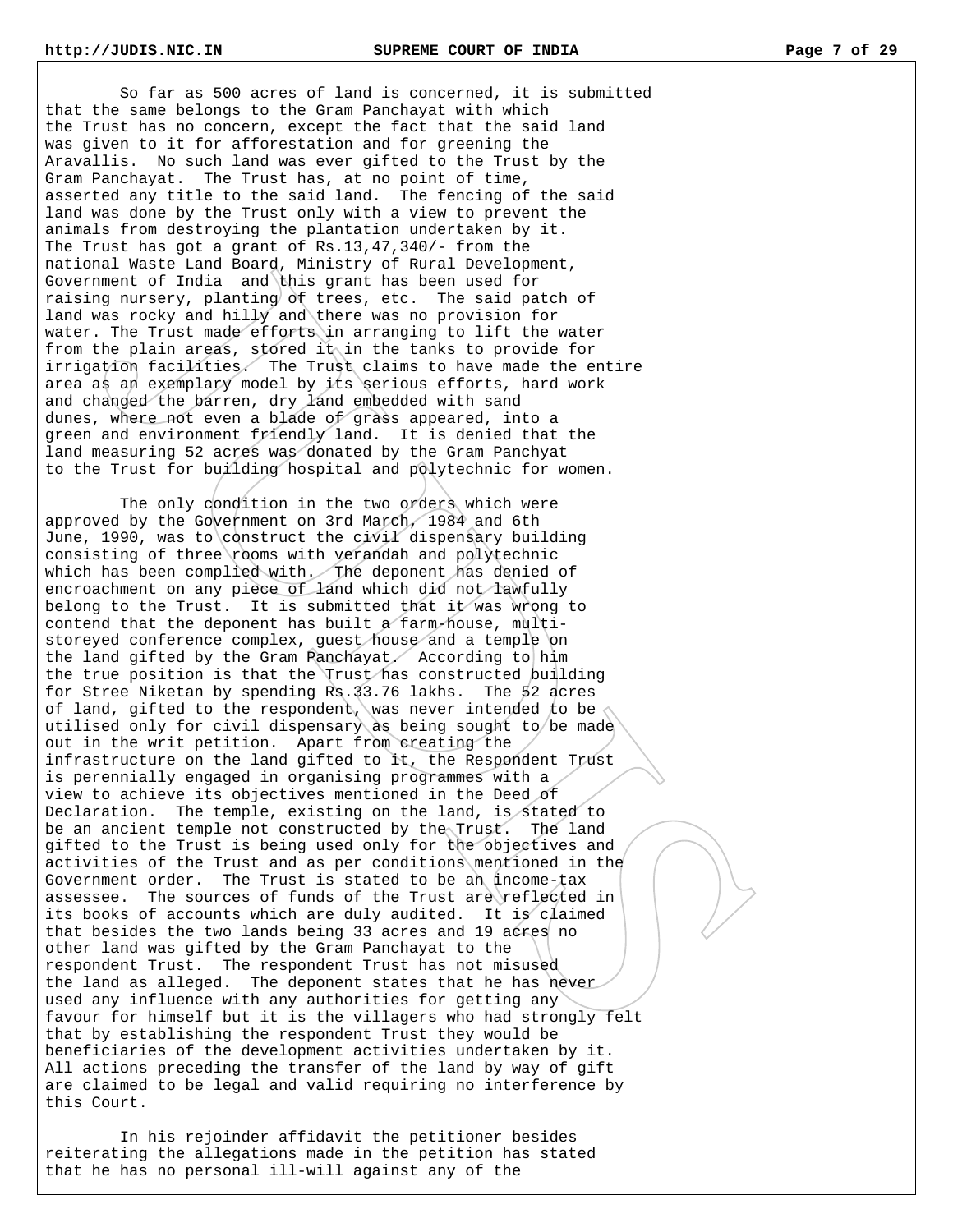So far as 500 acres of land is concerned, it is submitted that the same belongs to the Gram Panchayat with which the Trust has no concern, except the fact that the said land was given to it for afforestation and for greening the Aravallis. No such land was ever gifted to the Trust by the Gram Panchayat. The Trust has, at no point of time, asserted any title to the said land. The fencing of the said land was done by the Trust only with a view to prevent the animals from destroying the plantation undertaken by it. The Trust has got a grant of Rs.13,47,340/- from the national Waste Land Board, Ministry of Rural Development, Government of India and this grant has been used for raising nursery, planting of trees, etc. The said patch of land was rocky and hilly and there was no provision for water. The Trust made efforts in arranging to lift the water from the plain areas, stored it in the tanks to provide for irrigation facilities. The Trust claims to have made the entire area as an exemplary model by its serious efforts, hard work and changed the barren, dry land embedded with sand dunes, where not even a blade of grass appeared, into a green and environment friendly land. It is denied that the land measuring 52 acres was donated by the Gram Panchayat to the Trust for building hospital and polytechnic for women.

The only condition in the two orders which were approved by the Government on 3rd March, 1984 and 6th June, 1990, was to construct the civil dispensary building consisting of three rooms with verandah and polytechnic which has been complied with. The deponent has denied of encroachment on any piece of land which did not lawfully belong to the Trust. It is submitted that it was wrong to contend that the deponent has built a farm-house, multi-storeyed conference complex, guest house and a temple on the land gifted by the Gram Panchayat. According to him the true position is that the Trust has constructed building for Stree Niketan by spending Rs.33.76 lakhs. The 52 acres of land, gifted to the respondent, was never intended to be utilised only for civil dispensary as being sought to be made out in the writ petition. Apart from creating the infrastructure on the land gifted to it, the Respondent Trust is perennially engaged in organising programmes with a view to achieve its objectives mentioned in the Deed of Declaration. The temple, existing on the land, is stated to be an ancient temple not constructed by the Trust. The land gifted to the Trust is being used only for the objectives and activities of the Trust and as per conditions mentioned in the Government order. The Trust is stated to be an income-tax assessee. The sources of funds of the Trust are reflected in its books of accounts which are duly audited. It is claimed that besides the two lands being 33 acres and 19 acres no other land was gifted by the Gram Panchayat to the respondent Trust. The respondent Trust has not misused the land as alleged. The deponent states that he has never used any influence with any authorities for getting any favour for himself but it is the villagers who had strongly felt that by establishing the respondent Trust they would be beneficiaries of the development activities undertaken by it. All actions preceding the transfer of the land by way of gift are claimed to be legal and valid requiring no interference by this Court.

In his rejoinder affidavit the petitioner besides reiterating the allegations made in the petition has stated that he has no personal ill-will against any of the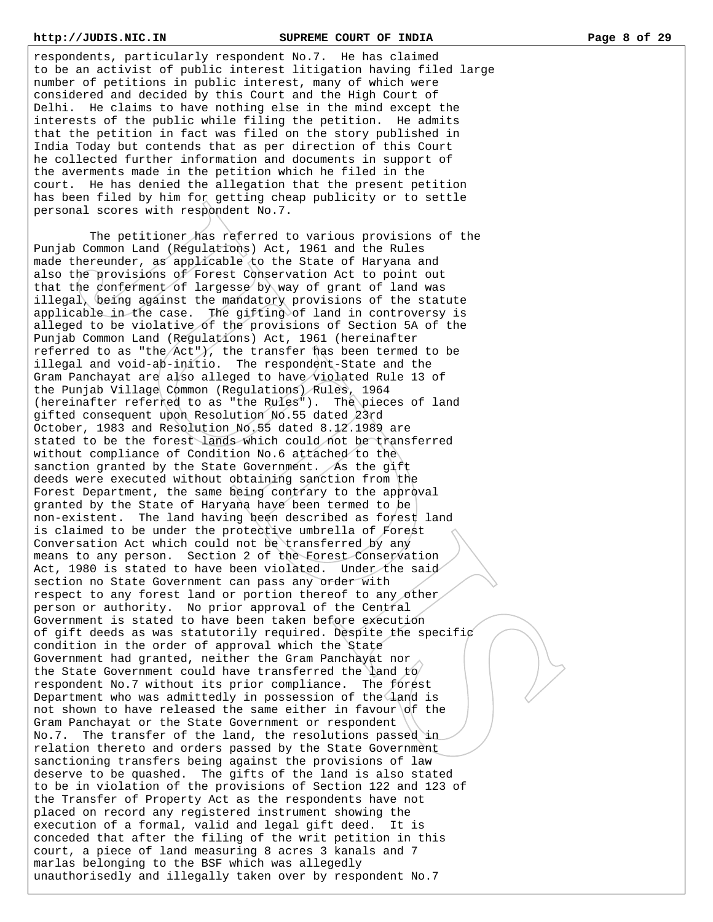respondents, particularly respondent No.7. He has claimed to be an activist of public interest litigation having filed large number of petitions in public interest, many of which were considered and decided by this Court and the High Court of Delhi. He claims to have nothing else in the mind except the interests of the public while filing the petition. He admits that the petition in fact was filed on the story published in India Today but contends that as per direction of this Court he collected further information and documents in support of the averments made in the petition which he filed in the court. He has denied the allegation that the present petition has been filed by him for getting cheap publicity or to settle personal scores with respondent No.7.

The petitioner has referred to various provisions of the Punjab Common Land (Regulations) Act, 1961 and the Rules made thereunder, as applicable to the State of Haryana and also the provisions of Forest Conservation Act to point out that the conferment of largesse by way of grant of land was illegal, being against the mandatory provisions of the statute applicable in the case. The gifting of land in controversy is alleged to be violative of the provisions of Section 5A of the Punjab Common Land (Regulations) Act, 1961 (hereinafter referred to as "the Act"), the transfer has been termed to be illegal and void-ab-initio. The respondent-State and the Gram Panchayat are also alleged to have violated Rule 13 of the Punjab Village Common (Regulations) Rules, 1964 (hereinafter referred to as "the Rules"). The pieces of land gifted consequent upon Resolution No.55 dated 23rd October, 1983 and Resolution No.55 dated 8.12.1989 are stated to be the forest lands which could not be transferred without compliance of Condition No.6 attached to the sanction granted by the State Government. As the gift deeds were executed without obtaining sanction from the Forest Department, the same being contrary to the approval granted by the State of Haryana have been termed to be non-existent. The land having been described as forest land is claimed to be under the protective umbrella of Forest Conversation Act which could not be transferred by any means to any person. Section 2 of the Forest Conservation Act, 1980 is stated to have been violated. Under the said section no State Government can pass any order with respect to any forest land or portion thereof to any other person or authority. No prior approval of the Central Government is stated to have been taken before execution of gift deeds as was statutorily required. Despite the specific condition in the order of approval which the State Government had granted, neither the Gram Panchayat nor the State Government could have transferred the land to respondent No.7 without its prior compliance. The forest Department who was admittedly in possession of the land is not shown to have released the same either in favour of the Gram Panchayat or the State Government or respondent No.7. The transfer of the land, the resolutions passed in relation thereto and orders passed by the State Government sanctioning transfers being against the provisions of law deserve to be quashed. The gifts of the land is also stated to be in violation of the provisions of Section 122 and 123 of the Transfer of Property Act as the respondents have not placed on record any registered instrument showing the execution of a formal, valid and legal gift deed. It is conceded that after the filing of the writ petition in this court, a piece of land measuring 8 acres 3 kanals and 7 marlas belonging to the BSF which was allegedly unauthorisedly and illegally taken over by respondent No.7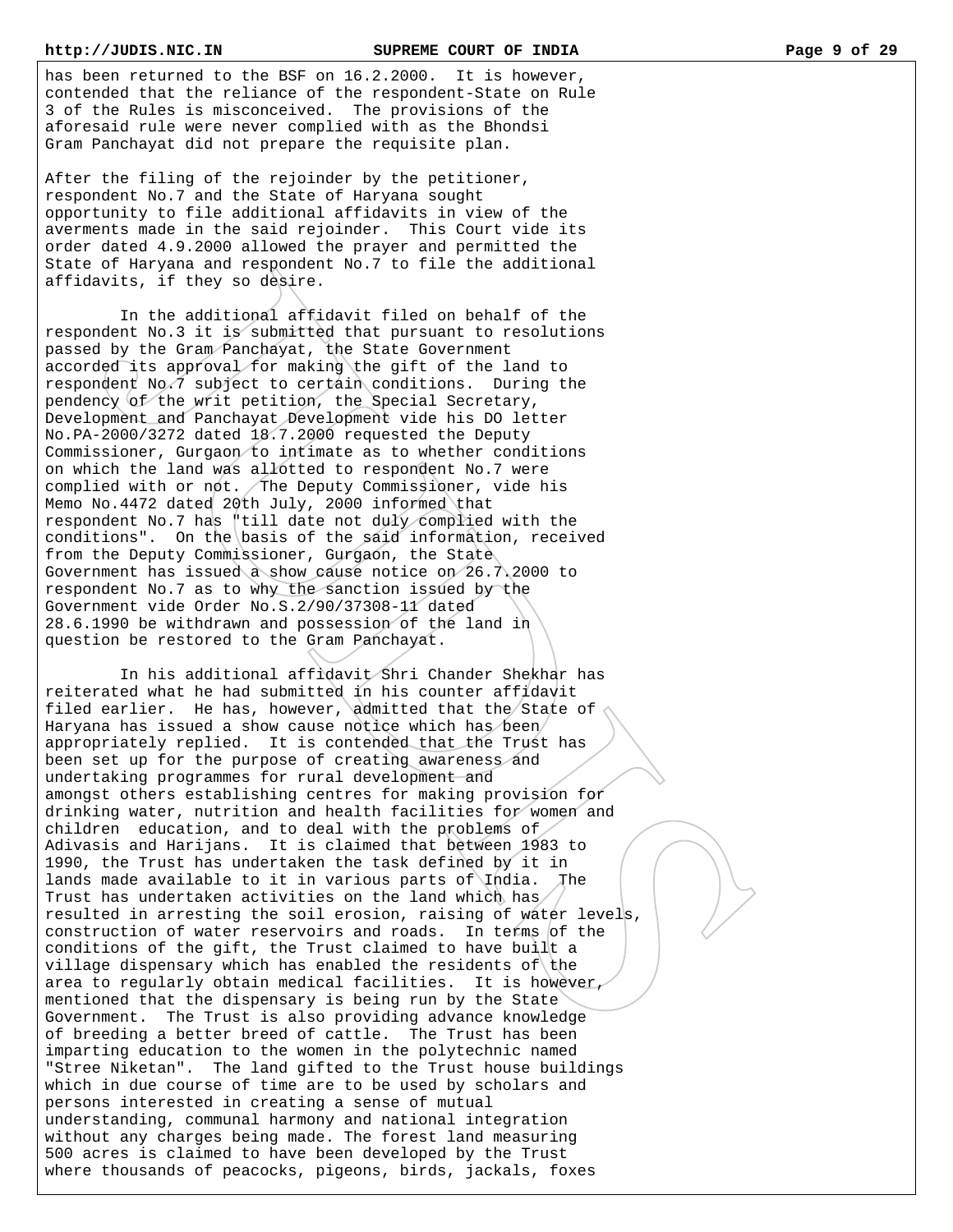has been returned to the BSF on 16.2.2000. It is however, contended that the reliance of the respondent-State on Rule 3 of the Rules is misconceived. The provisions of the aforesaid rule were never complied with as the Bhondsi Gram Panchayat did not prepare the requisite plan.

After the filing of the rejoinder by the petitioner, respondent No.7 and the State of Haryana sought opportunity to file additional affidavits in view of the averments made in the said rejoinder. This Court vide its order dated 4.9.2000 allowed the prayer and permitted the State of Haryana and respondent No.7 to file the additional affidavits, if they so desire.

In the additional affidavit filed on behalf of the respondent No.3 it is submitted that pursuant to resolutions passed by the Gram Panchayat, the State Government accorded its approval for making the gift of the land to respondent No.7 subject to certain conditions. During the pendency of the writ petition, the Special Secretary, Development and Panchayat Development vide his DO letter No.PA-2000/3272 dated 18.7.2000 requested the Deputy Commissioner, Gurgaon to intimate as to whether conditions on which the land was allotted to respondent No.7 were complied with or not. The Deputy Commissioner, vide his Memo No.4472 dated 20th July, 2000 informed that respondent No.7 has "till date not duly complied with the conditions". On the basis of the said information, received from the Deputy Commissioner, Gurgaon, the State Government has issued a show cause notice on 26.7.2000 to respondent No.7 as to why the sanction issued by the Government vide Order No.S.2/90/37308-11 dated 28.6.1990 be withdrawn and possession of the land in question be restored to the Gram Panchayat.

In his additional affidavit Shri Chander Shekhar has reiterated what he had submitted in his counter affidavit filed earlier. He has, however, admitted that the State of Haryana has issued a show cause notice which has been appropriately replied. It is contended that the Trust has been set up for the purpose of creating awareness and undertaking programmes for rural development and amongst others establishing centres for making provision for drinking water, nutrition and health facilities for women and children education, and to deal with the problems of Adivasis and Harijans. It is claimed that between 1983 to 1990, the Trust has undertaken the task defined by it in lands made available to it in various parts of India. The Trust has undertaken activities on the land which has resulted in arresting the soil erosion, raising of water levels, construction of water reservoirs and roads. In terms of the conditions of the gift, the Trust claimed to have built a village dispensary which has enabled the residents of the area to regularly obtain medical facilities. It is however, mentioned that the dispensary is being run by the State Government. The Trust is also providing advance knowledge of breeding a better breed of cattle. The Trust has been imparting education to the women in the polytechnic named "Stree Niketan". The land gifted to the Trust house buildings which in due course of time are to be used by scholars and persons interested in creating a sense of mutual understanding, communal harmony and national integration without any charges being made. The forest land measuring 500 acres is claimed to have been developed by the Trust where thousands of peacocks, pigeons, birds, jackals, foxes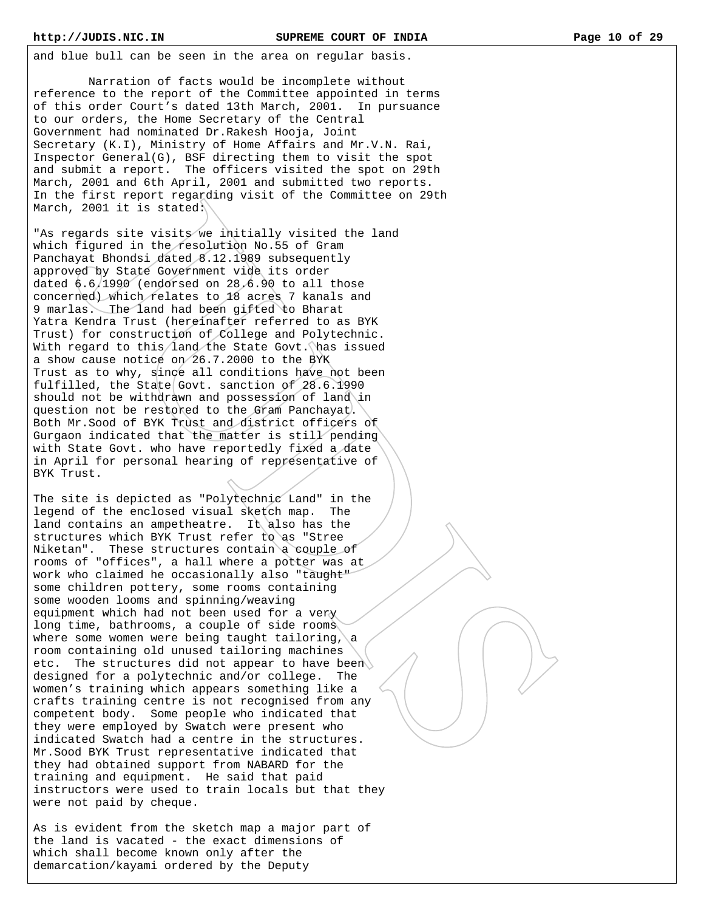and blue bull can be seen in the area on regular basis.

Narration of facts would be incomplete without reference to the report of the Committee appointed in terms of this order Court's dated 13th March, 2001. In pursuance to our orders, the Home Secretary of the Central Government had nominated Dr.Rakesh Hooja, Joint Secretary (K.I), Ministry of Home Affairs and Mr.V.N. Rai, Inspector General(G), BSF directing them to visit the spot and submit a report. The officers visited the spot on 29th March, 2001 and 6th April, 2001 and submitted two reports. In the first report regarding visit of the Committee on 29th March, 2001 it is stated:

"As regards site visits we initially visited the land which figured in the resolution No.55 of Gram Panchayat Bhondsi dated 8.12.1989 subsequently approved by State Government vide its order dated 6.6.1990 (endorsed on 28.6.90 to all those concerned) which relates to 18 acres 7 kanals and 9 marlas. The land had been gifted to Bharat Yatra Kendra Trust (hereinafter referred to as BYK Trust) for construction of College and Polytechnic. With regard to this land the State Govt. has issued a show cause notice on 26.7.2000 to the BYK Trust as to why, since all conditions have not been fulfilled, the State Govt. sanction of 28.6.1990 should not be withdrawn and possession of land in question not be restored to the Gram Panchayat. Both Mr.Sood of BYK Trust and district officers of Gurgaon indicated that the matter is still pending with State Govt. who have reportedly fixed a date in April for personal hearing of representative of BYK Trust.

The site is depicted as "Polytechnic Land" in the legend of the enclosed visual sketch map. The land contains an ampetheatre. It also has the structures which BYK Trust refer to as "Stree Niketan". These structures contain a couple of rooms of "offices", a hall where a potter was at work who claimed he occasionally also "taught" some children pottery, some rooms containing some wooden looms and spinning/weaving equipment which had not been used for a very long time, bathrooms, a couple of side rooms where some women were being taught tailoring, a room containing old unused tailoring machines etc. The structures did not appear to have been designed for a polytechnic and/or college. The women's training which appears something like a crafts training centre is not recognised from any competent body. Some people who indicated that they were employed by Swatch were present who indicated Swatch had a centre in the structures. Mr.Sood BYK Trust representative indicated that they had obtained support from NABARD for the training and equipment. He said that paid instructors were used to train locals but that they were not paid by cheque.

As is evident from the sketch map a major part of the land is vacated - the exact dimensions of which shall become known only after the demarcation/kayami ordered by the Deputy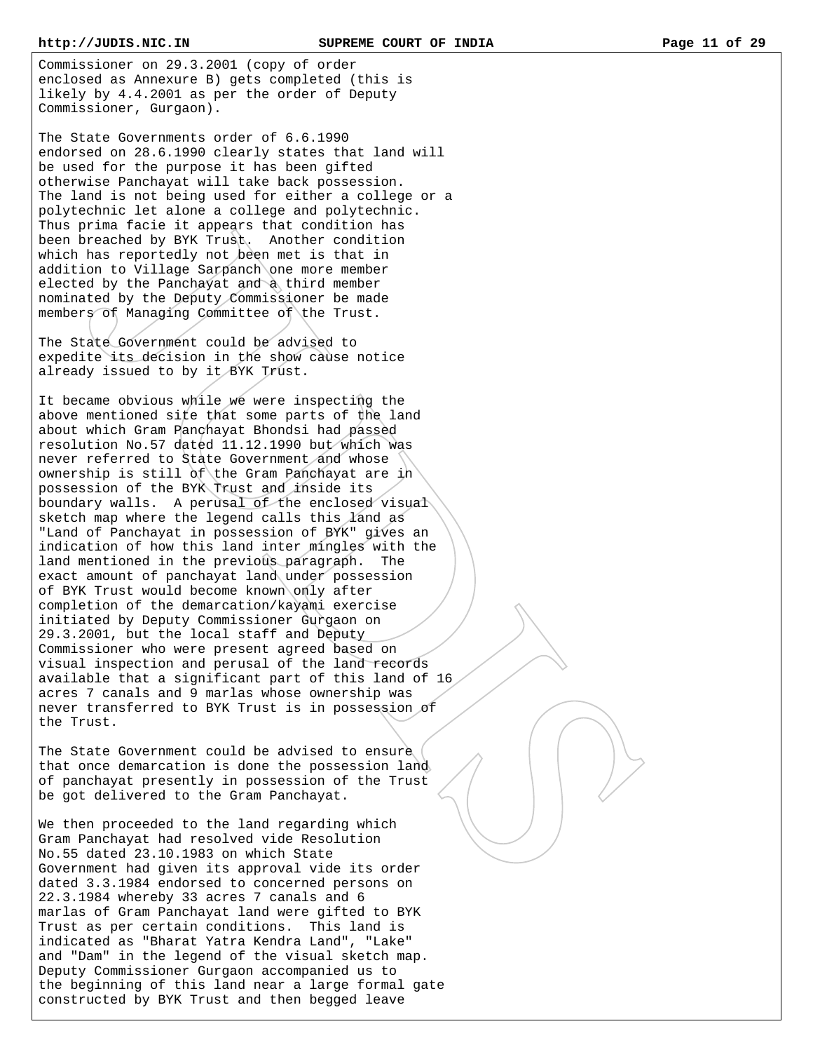Commissioner on 29.3.2001 (copy of order enclosed as Annexure B) gets completed (this is likely by 4.4.2001 as per the order of Deputy Commissioner, Gurgaon).

The State Governments order of 6.6.1990 endorsed on 28.6.1990 clearly states that land will be used for the purpose it has been gifted otherwise Panchayat will take back possession. The land is not being used for either a college or a polytechnic let alone a college and polytechnic. Thus prima facie it appears that condition has been breached by BYK Trust. Another condition which has reportedly not been met is that in addition to Village Sarpanch one more member elected by the Panchayat and a third member nominated by the Deputy Commissioner be made members of Managing Committee of the Trust.

The State Government could be advised to expedite its decision in the show cause notice already issued to by it BYK Trust.

It became obvious while we were inspecting the above mentioned site that some parts of the land about which Gram Panchayat Bhondsi had passed resolution No.57 dated 11.12.1990 but which was never referred to State Government and whose ownership is still of the Gram Panchayat are in possession of the BYK Trust and inside its boundary walls. A perusal of the enclosed visual sketch map where the legend calls this land as "Land of Panchayat in possession of BYK" gives an indication of how this land inter mingles with the land mentioned in the previous paragraph. The exact amount of panchayat land under possession of BYK Trust would become known only after completion of the demarcation/kayami exercise initiated by Deputy Commissioner Gurgaon on 29.3.2001, but the local staff and Deputy Commissioner who were present agreed based on visual inspection and perusal of the land records available that a significant part of this land of 16 acres 7 canals and 9 marlas whose ownership was never transferred to BYK Trust is in possession of the Trust.

The State Government could be advised to ensure that once demarcation is done the possession land of panchayat presently in possession of the Trust be got delivered to the Gram Panchayat.

We then proceeded to the land regarding which Gram Panchayat had resolved vide Resolution No.55 dated 23.10.1983 on which State Government had given its approval vide its order dated 3.3.1984 endorsed to concerned persons on 22.3.1984 whereby 33 acres 7 canals and 6 marlas of Gram Panchayat land were gifted to BYK Trust as per certain conditions. This land is indicated as "Bharat Yatra Kendra Land", "Lake" and "Dam" in the legend of the visual sketch map. Deputy Commissioner Gurgaon accompanied us to the beginning of this land near a large formal gate constructed by BYK Trust and then begged leave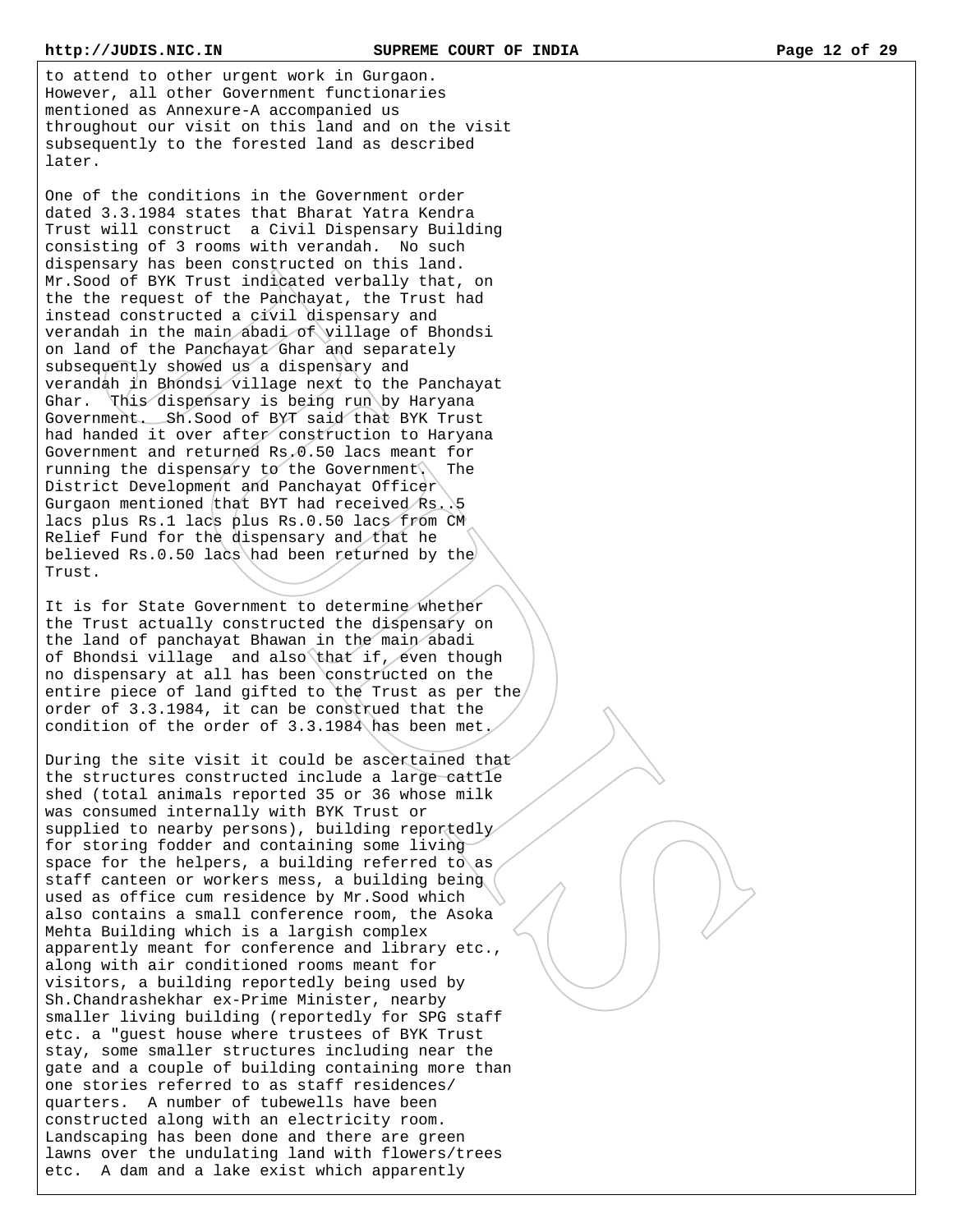to attend to other urgent work in Gurgaon. However, all other Government functionaries mentioned as Annexure-A accompanied us throughout our visit on this land and on the visit subsequently to the forested land as described later.

One of the conditions in the Government order dated 3.3.1984 states that Bharat Yatra Kendra Trust will construct a Civil Dispensary Building consisting of 3 rooms with verandah. No such dispensary has been constructed on this land. Mr.Sood of BYK Trust indicated verbally that, on the the request of the Panchayat, the Trust had instead constructed a civil dispensary and verandah in the main abadi of village of Bhondsi on land of the Panchayat Ghar and separately subsequently showed us a dispensary and verandah in Bhondsi village next to the Panchayat Ghar. This dispensary is being run by Haryana Government. Sh.Sood of BYT said that BYK Trust had handed it over after construction to Haryana Government and returned Rs.0.50 lacs meant for running the dispensary to the Government. The District Development and Panchayat Officer Gurgaon mentioned that BYT had received Rs..5 lacs plus Rs.1 lacs plus Rs.0.50 lacs from CM Relief Fund for the dispensary and that he believed Rs.0.50 lacs had been returned by the Trust.

It is for State Government to determine whether the Trust actually constructed the dispensary on the land of panchayat Bhawan in the main abadi of Bhondsi village and also that if, even though no dispensary at all has been constructed on the entire piece of land gifted to the Trust as per the order of 3.3.1984, it can be construed that the condition of the order of 3.3.1984 has been met.

During the site visit it could be ascertained that the structures constructed include a large cattle shed (total animals reported 35 or 36 whose milk was consumed internally with BYK Trust or supplied to nearby persons), building reportedly for storing fodder and containing some living space for the helpers, a building referred to as staff canteen or workers mess, a building being used as office cum residence by Mr.Sood which also contains a small conference room, the Asoka Mehta Building which is a largish complex apparently meant for conference and library etc., along with air conditioned rooms meant for visitors, a building reportedly being used by Sh.Chandrashekhar ex-Prime Minister, nearby smaller living building (reportedly for SPG staff etc. a "guest house where trustees of BYK Trust stay, some smaller structures including near the gate and a couple of building containing more than one stories referred to as staff residences/ quarters. A number of tubewells have been constructed along with an electricity room. Landscaping has been done and there are green lawns over the undulating land with flowers/trees etc. A dam and a lake exist which apparently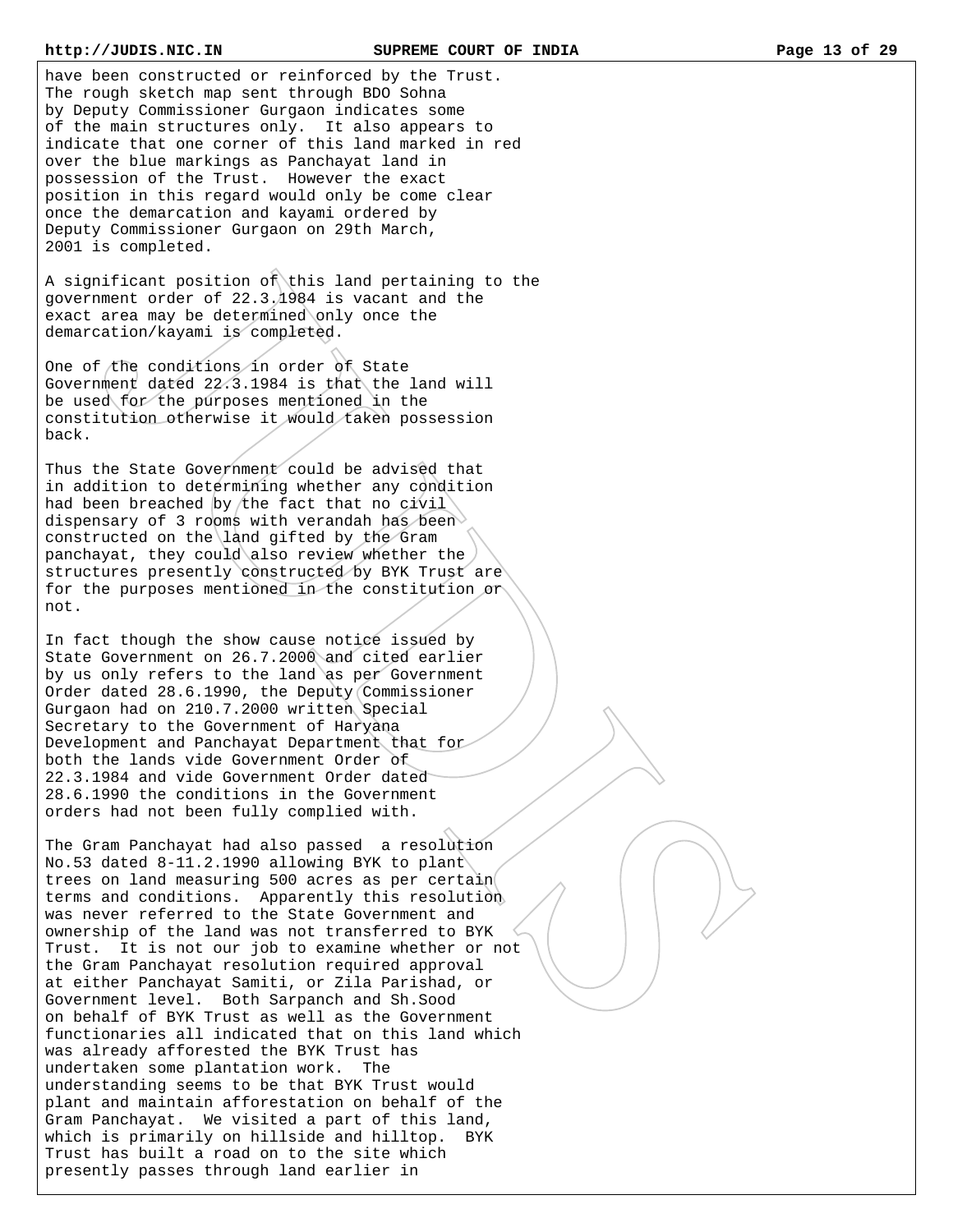have been constructed or reinforced by the Trust. The rough sketch map sent through BDO Sohna by Deputy Commissioner Gurgaon indicates some of the main structures only. It also appears to indicate that one corner of this land marked in red over the blue markings as Panchayat land in possession of the Trust. However the exact position in this regard would only be come clear once the demarcation and kayami ordered by Deputy Commissioner Gurgaon on 29th March, 2001 is completed.

A significant position of this land pertaining to the government order of 22.3.1984 is vacant and the exact area may be determined only once the demarcation/kayami is completed.

One of the conditions in order of State Government dated 22.3.1984 is that the land will be used for the purposes mentioned in the constitution otherwise it would taken possession back.

Thus the State Government could be advised that in addition to determining whether any condition had been breached by the fact that no civil dispensary of 3 rooms with verandah has been constructed on the land gifted by the Gram panchayat, they could also review whether the structures presently constructed by BYK Trust are for the purposes mentioned in the constitution or not.

In fact though the show cause notice issued by State Government on 26.7.2000 and cited earlier by us only refers to the land as per Government Order dated 28.6.1990, the Deputy Commissioner Gurgaon had on 210.7.2000 written Special Secretary to the Government of Haryana Development and Panchayat Department that for both the lands vide Government Order of 22.3.1984 and vide Government Order dated 28.6.1990 the conditions in the Government orders had not been fully complied with.

The Gram Panchayat had also passed a resolution No.53 dated 8-11.2.1990 allowing BYK to plant trees on land measuring 500 acres as per certain terms and conditions. Apparently this resolution was never referred to the State Government and ownership of the land was not transferred to BYK Trust. It is not our job to examine whether or not the Gram Panchayat resolution required approval at either Panchayat Samiti, or Zila Parishad, or Government level. Both Sarpanch and Sh.Sood on behalf of BYK Trust as well as the Government functionaries all indicated that on this land which was already afforested the BYK Trust has undertaken some plantation work. The understanding seems to be that BYK Trust would plant and maintain afforestation on behalf of the Gram Panchayat. We visited a part of this land, which is primarily on hillside and hilltop. BYK Trust has built a road on to the site which presently passes through land earlier in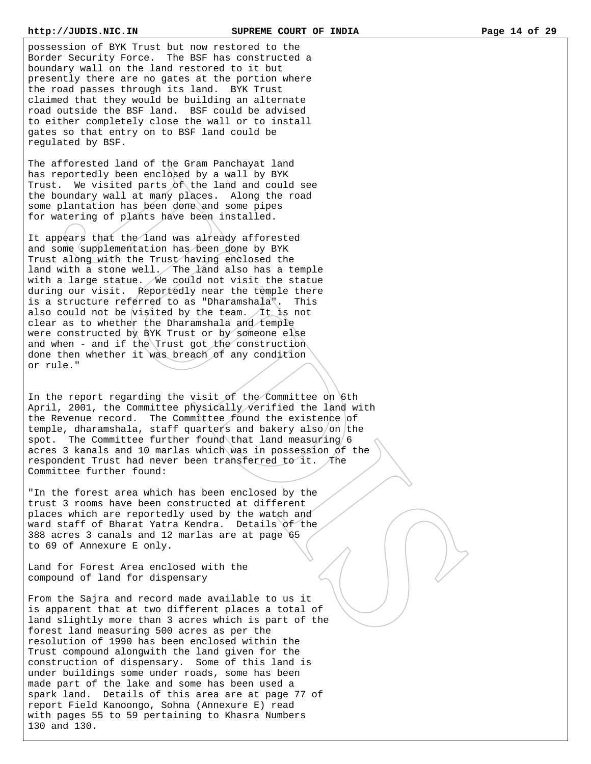possession of BYK Trust but now restored to the Border Security Force. The BSF has constructed a boundary wall on the land restored to it but presently there are no gates at the portion where the road passes through its land. BYK Trust claimed that they would be building an alternate road outside the BSF land. BSF could be advised to either completely close the wall or to install gates so that entry on to BSF land could be regulated by BSF.

The afforested land of the Gram Panchayat land has reportedly been enclosed by a wall by BYK Trust. We visited parts of the land and could see the boundary wall at many places. Along the road some plantation has been done and some pipes for watering of plants have been installed.

It appears that the land was already afforested and some supplementation has been done by BYK Trust along with the Trust having enclosed the land with a stone well. The land also has a temple with a large statue. We could not visit the statue during our visit. Reportedly near the temple there is a structure referred to as "Dharamshala". This also could not be visited by the team. It is not clear as to whether the Dharamshala and temple were constructed by BYK Trust or by someone else and when - and if the Trust got the construction done then whether it was breach of any condition or rule."

In the report regarding the visit of the Committee on 6th April, 2001, the Committee physically verified the land with the Revenue record. The Committee found the existence of temple, dharamshala, staff quarters and bakery also on the spot. The Committee further found that land measuring 6 acres 3 kanals and 10 marlas which was in possession of the respondent Trust had never been transferred to it. The Committee further found:

"In the forest area which has been enclosed by the trust 3 rooms have been constructed at different places which are reportedly used by the watch and ward staff of Bharat Yatra Kendra. Details of the 388 acres 3 canals and 12 marlas are at page 65 to 69 of Annexure E only.

Land for Forest Area enclosed with the compound of land for dispensary

From the Sajra and record made available to us it is apparent that at two different places a total of land slightly more than 3 acres which is part of the forest land measuring 500 acres as per the resolution of 1990 has been enclosed within the Trust compound alongwith the land given for the construction of dispensary. Some of this land is under buildings some under roads, some has been made part of the lake and some has been used a spark land. Details of this area are at page 77 of report Field Kanoongo, Sohna (Annexure E) read with pages 55 to 59 pertaining to Khasra Numbers 130 and 130.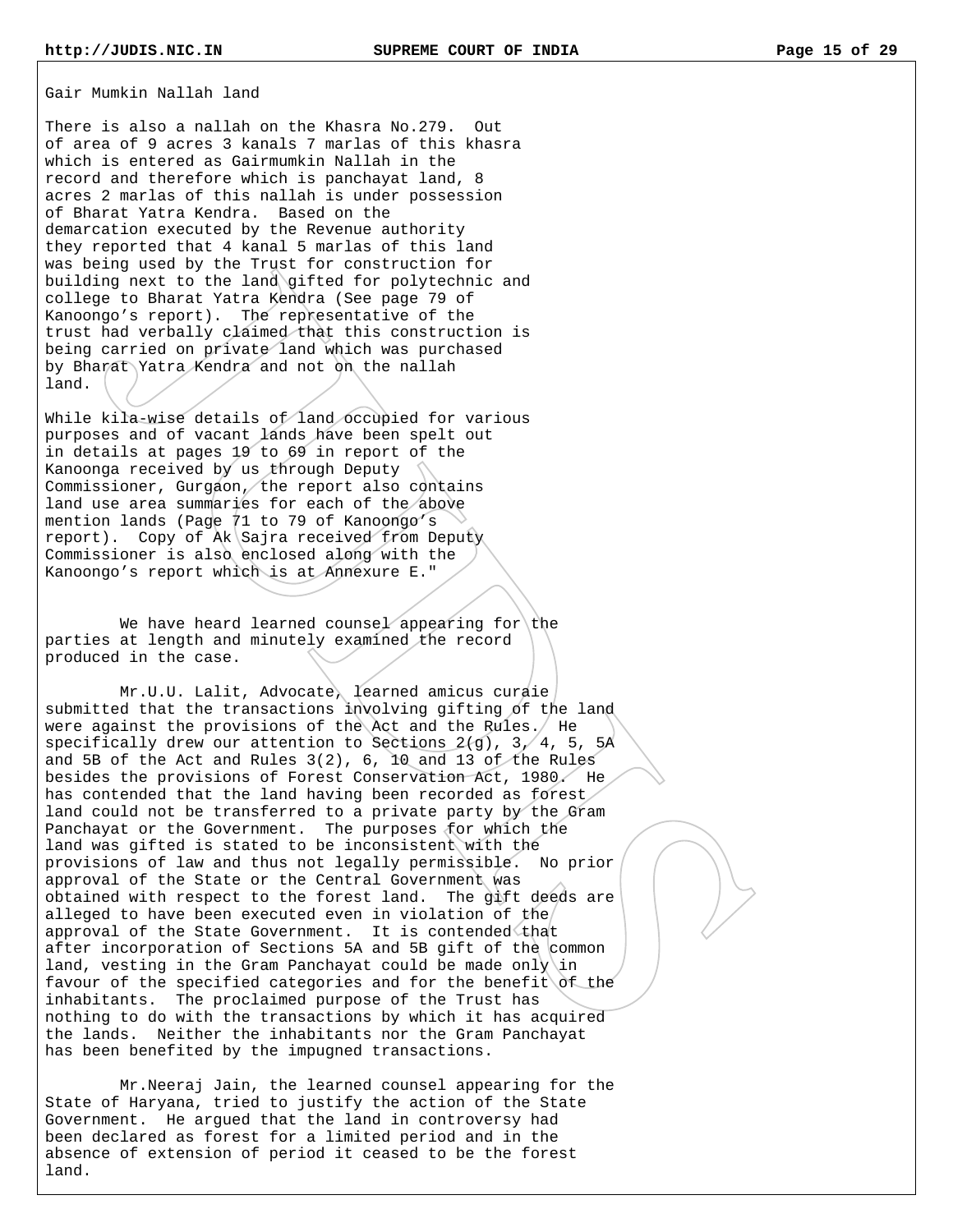Gair Mumkin Nallah land

There is also a nallah on the Khasra No.279. Out of area of 9 acres 3 kanals 7 marlas of this khasra which is entered as Gairmumkin Nallah in the record and therefore which is panchayat land, 8 acres 2 marlas of this nallah is under possession of Bharat Yatra Kendra. Based on the demarcation executed by the Revenue authority they reported that 4 kanal 5 marlas of this land was being used by the Trust for construction for building next to the land gifted for polytechnic and college to Bharat Yatra Kendra (See page 79 of Kanoongo's report). The representative of the trust had verbally claimed that this construction is being carried on private land which was purchased by Bharat Yatra Kendra and not on the nallah land.

While kila-wise details of land occupied for various purposes and of vacant lands have been spelt out in details at pages 19 to 69 in report of the Kanoonga received by us through Deputy Commissioner, Gurgaon, the report also contains land use area summaries for each of the above mention lands (Page 71 to 79 of Kanoongo's report). Copy of Ak Sajra received from Deputy Commissioner is also enclosed along with the Kanoongo's report which is at Annexure E."

We have heard learned counsel appearing for the parties at length and minutely examined the record produced in the case.

Mr.U.U. Lalit, Advocate, learned amicus curaie submitted that the transactions involving gifting of the land were against the provisions of the Act and the Rules. He specifically drew our attention to Sections 2(g), 3, 4, 5, 5A and 5B of the Act and Rules 3(2), 6, 10 and 13 of the Rules besides the provisions of Forest Conservation Act, 1980. He has contended that the land having been recorded as forest land could not be transferred to a private party by the Gram Panchayat or the Government. The purposes for which the land was gifted is stated to be inconsistent with the provisions of law and thus not legally permissible. No prior approval of the State or the Central Government was obtained with respect to the forest land. The gift deeds are alleged to have been executed even in violation of the approval of the State Government. It is contended that after incorporation of Sections 5A and 5B gift of the common land, vesting in the Gram Panchayat could be made only in favour of the specified categories and for the benefit of the inhabitants. The proclaimed purpose of the Trust has nothing to do with the transactions by which it has acquired the lands. Neither the inhabitants nor the Gram Panchayat has been benefited by the impugned transactions.

Mr.Neeraj Jain, the learned counsel appearing for the State of Haryana, tried to justify the action of the State Government. He argued that the land in controversy had been declared as forest for a limited period and in the absence of extension of period it ceased to be the forest land.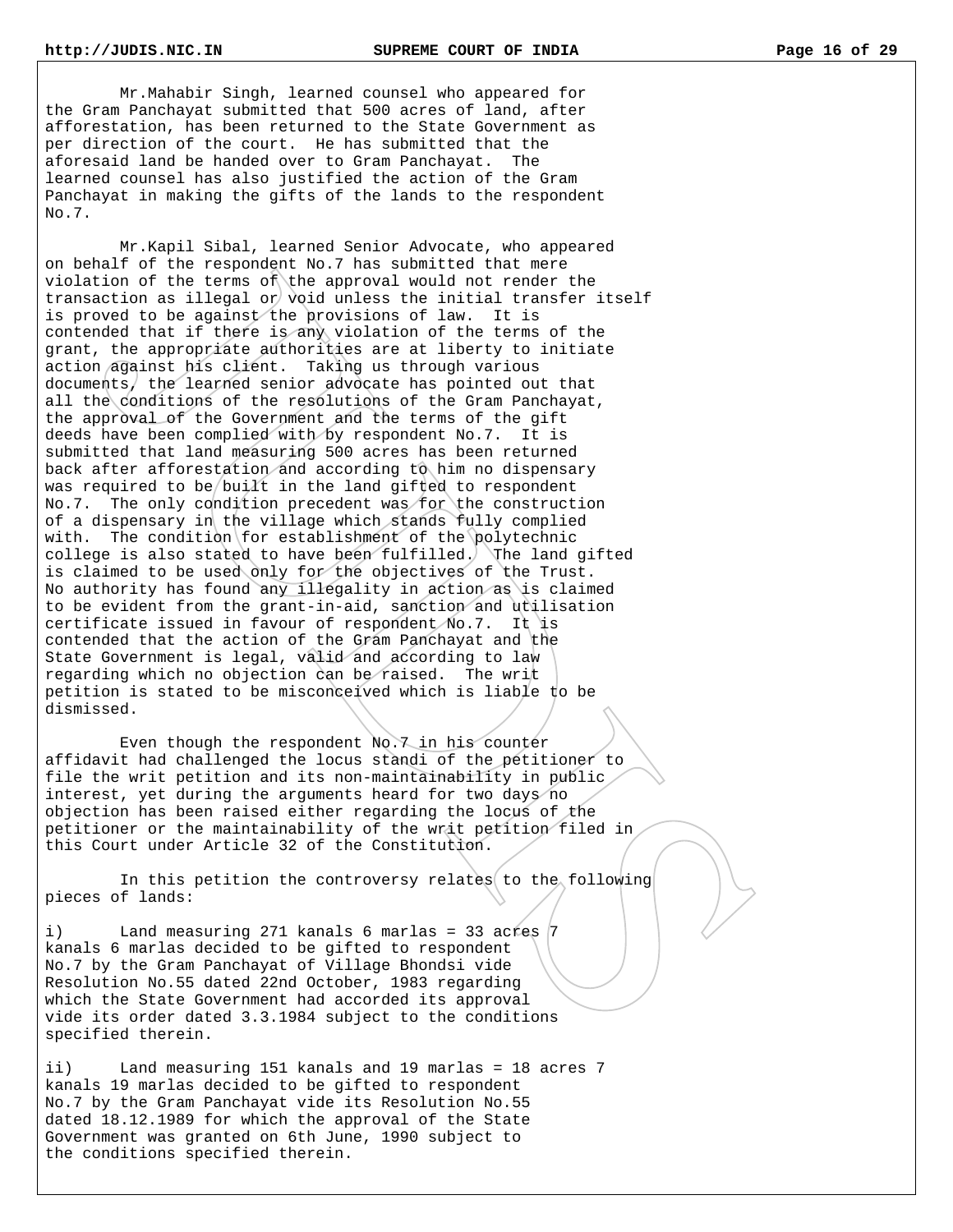Mr.Mahabir Singh, learned counsel who appeared for the Gram Panchayat submitted that 500 acres of land, after afforestation, has been returned to the State Government as per direction of the court. He has submitted that the aforesaid land be handed over to Gram Panchayat. The learned counsel has also justified the action of the Gram Panchayat in making the gifts of the lands to the respondent No.7.

Mr.Kapil Sibal, learned Senior Advocate, who appeared on behalf of the respondent No.7 has submitted that mere violation of the terms of the approval would not render the transaction as illegal or void unless the initial transfer itself is proved to be against the provisions of law. It is contended that if there is any violation of the terms of the grant, the appropriate authorities are at liberty to initiate action against his client. Taking us through various documents, the learned senior advocate has pointed out that all the conditions of the resolutions of the Gram Panchayat, the approval of the Government and the terms of the gift deeds have been complied with by respondent No.7. It is submitted that land measuring 500 acres has been returned back after afforestation and according to him no dispensary was required to be built in the land gifted to respondent No.7. The only condition precedent was for the construction of a dispensary in the village which stands fully complied with. The condition for establishment of the polytechnic college is also stated to have been fulfilled. The land gifted is claimed to be used only for the objectives of the Trust. No authority has found any illegality in action as is claimed to be evident from the grant-in-aid, sanction and utilisation certificate issued in favour of respondent No.7. It is contended that the action of the Gram Panchayat and the State Government is legal, valid and according to law regarding which no objection can be raised. The writ petition is stated to be misconceived which is liable to be dismissed.

Even though the respondent No.7 in his counter affidavit had challenged the locus standi of the petitioner to file the writ petition and its non-maintainability in public interest, yet during the arguments heard for two days no objection has been raised either regarding the locus of the petitioner or the maintainability of the writ petition filed in this Court under Article 32 of the Constitution.

In this petition the controversy relates to the following pieces of lands:

i) Land measuring 271 kanals 6 marlas = 33 acres 7 kanals 6 marlas decided to be gifted to respondent No.7 by the Gram Panchayat of Village Bhondsi vide Resolution No.55 dated 22nd October, 1983 regarding which the State Government had accorded its approval vide its order dated 3.3.1984 subject to the conditions specified therein.

ii) Land measuring 151 kanals and 19 marlas = 18 acres 7 kanals 19 marlas decided to be gifted to respondent No.7 by the Gram Panchayat vide its Resolution No.55 dated 18.12.1989 for which the approval of the State Government was granted on 6th June, 1990 subject to the conditions specified therein.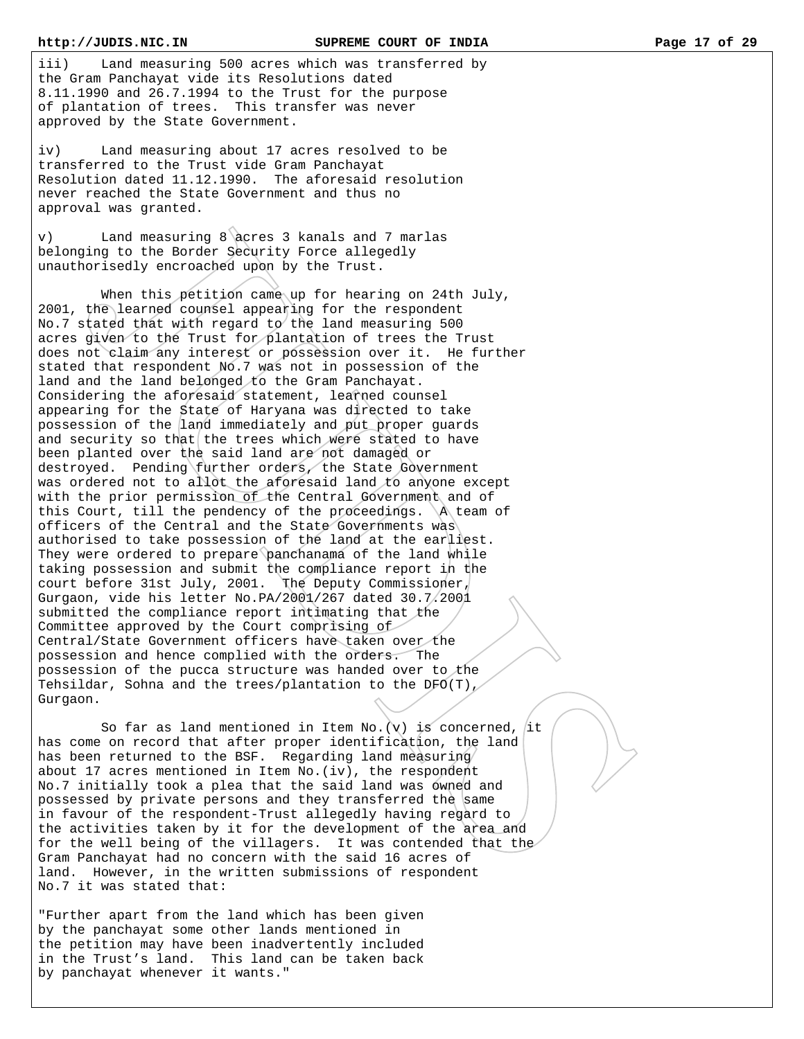iii) Land measuring 500 acres which was transferred by the Gram Panchayat vide its Resolutions dated 8.11.1990 and 26.7.1994 to the Trust for the purpose of plantation of trees. This transfer was never approved by the State Government.

iv) Land measuring about 17 acres resolved to be transferred to the Trust vide Gram Panchayat Resolution dated 11.12.1990. The aforesaid resolution never reached the State Government and thus no approval was granted.

v) Land measuring 8 acres 3 kanals and 7 marlas belonging to the Border Security Force allegedly unauthorisedly encroached upon by the Trust.

When this petition came up for hearing on 24th July, 2001, the learned counsel appearing for the respondent No.7 stated that with regard to the land measuring 500 acres given to the Trust for plantation of trees the Trust does not claim any interest or possession over it. He further stated that respondent No.7 was not in possession of the land and the land belonged to the Gram Panchayat. Considering the aforesaid statement, learned counsel appearing for the State of Haryana was directed to take possession of the land immediately and put proper guards and security so that the trees which were stated to have been planted over the said land are not damaged or destroyed. Pending further orders, the State Government was ordered not to allot the aforesaid land to anyone except with the prior permission of the Central Government and of this Court, till the pendency of the proceedings. A team of officers of the Central and the State Governments was authorised to take possession of the land at the earliest. They were ordered to prepare panchanama of the land while taking possession and submit the compliance report in the court before 31st July, 2001. The Deputy Commissioner, Gurgaon, vide his letter No.PA/2001/267 dated 30.7.2001 submitted the compliance report intimating that the Committee approved by the Court comprising of Central/State Government officers have taken over the possession and hence complied with the orders. The possession of the pucca structure was handed over to the Tehsildar, Sohna and the trees/plantation to the DFO(T), Gurgaon.

So far as land mentioned in Item No.(v) is concerned, it has come on record that after proper identification, the land has been returned to the BSF. Regarding land measuring about 17 acres mentioned in Item No.(iv), the respondent No.7 initially took a plea that the said land was owned and possessed by private persons and they transferred the same in favour of the respondent-Trust allegedly having regard to the activities taken by it for the development of the area and for the well being of the villagers. It was contended that the Gram Panchayat had no concern with the said 16 acres of land. However, in the written submissions of respondent No.7 it was stated that:

"Further apart from the land which has been given by the panchayat some other lands mentioned in the petition may have been inadvertently included in the Trust's land. This land can be taken back by panchayat whenever it wants."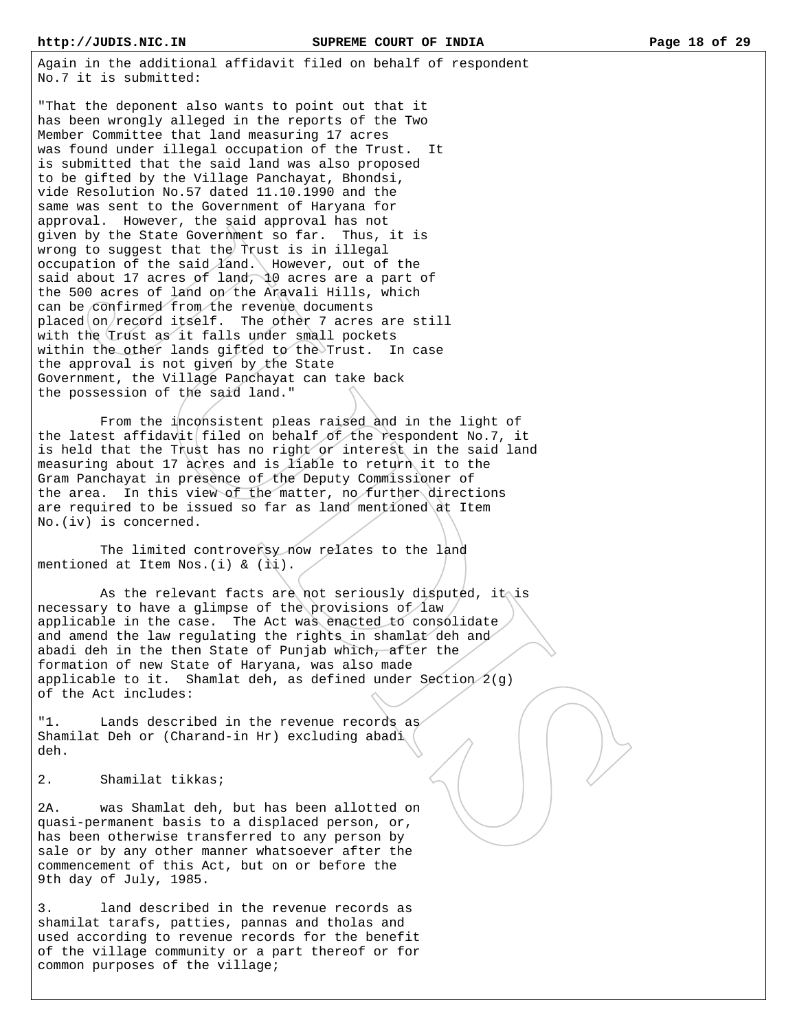Again in the additional affidavit filed on behalf of respondent No.7 it is submitted:

"That the deponent also wants to point out that it has been wrongly alleged in the reports of the Two Member Committee that land measuring 17 acres was found under illegal occupation of the Trust. It is submitted that the said land was also proposed to be gifted by the Village Panchayat, Bhondsi, vide Resolution No.57 dated 11.10.1990 and the same was sent to the Government of Haryana for approval. However, the said approval has not given by the State Government so far. Thus, it is wrong to suggest that the Trust is in illegal occupation of the said land. However, out of the said about 17 acres of land, 10 acres are a part of the 500 acres of land on the Aravali Hills, which can be confirmed from the revenue documents placed on record itself. The other 7 acres are still with the Trust as it falls under small pockets within the other lands gifted to the Trust. In case the approval is not given by the State Government, the Village Panchayat can take back the possession of the said land."

From the inconsistent pleas raised and in the light of the latest affidavit filed on behalf of the respondent No.7, it is held that the Trust has no right or interest in the said land measuring about 17 acres and is liable to return it to the Gram Panchayat in presence of the Deputy Commissioner of the area. In this view of the matter, no further directions are required to be issued so far as land mentioned at Item No.(iv) is concerned.

The limited controversy now relates to the land mentioned at Item Nos.(i) & (ii).

As the relevant facts are not seriously disputed, it is necessary to have a glimpse of the provisions of law applicable in the case. The Act was enacted to consolidate and amend the law regulating the rights in shamlat deh and abadi deh in the then State of Punjab which, after the formation of new State of Haryana, was also made applicable to it. Shamlat deh, as defined under Section 2(g) of the Act includes:

"1. Lands described in the revenue records as Shamilat Deh or (Charand-in Hr) excluding abadi deh.

2. Shamilat tikkas;

2A. was Shamlat deh, but has been allotted on quasi-permanent basis to a displaced person, or, has been otherwise transferred to any person by sale or by any other manner whatsoever after the commencement of this Act, but on or before the 9th day of July, 1985.

3. land described in the revenue records as shamilat tarafs, patties, pannas and tholas and used according to revenue records for the benefit of the village community or a part thereof or for common purposes of the village;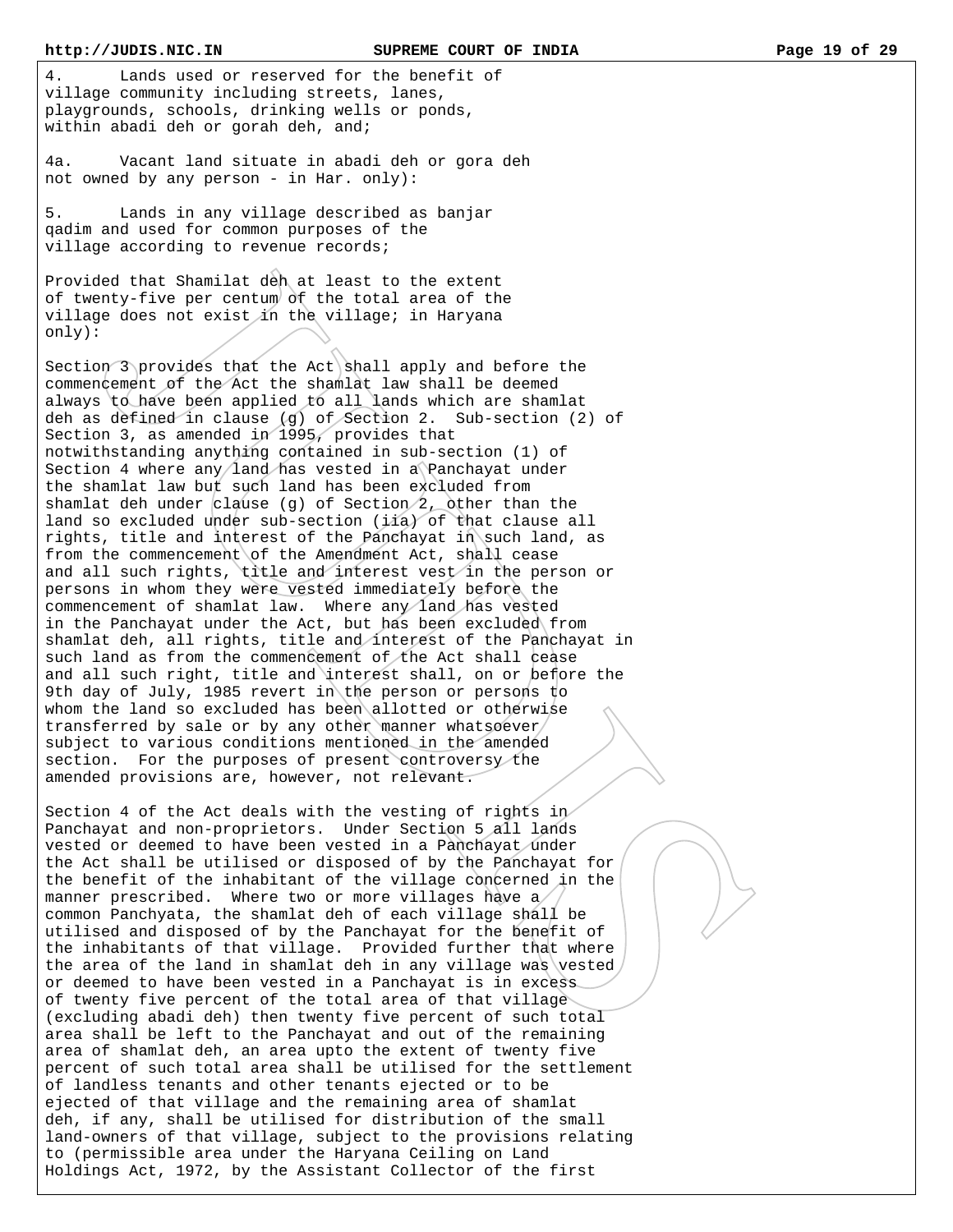4. Lands used or reserved for the benefit of village community including streets, lanes, playgrounds, schools, drinking wells or ponds, within abadi deh or gorah deh, and;

4a. Vacant land situate in abadi deh or gora deh not owned by any person - in Har. only):

5. Lands in any village described as banjar qadim and used for common purposes of the village according to revenue records;

Provided that Shamilat deh at least to the extent of twenty-five per centum of the total area of the village does not exist in the village; in Haryana only):

Section 3 provides that the Act shall apply and before the commencement of the Act the shamlat law shall be deemed always to have been applied to all lands which are shamlat deh as defined in clause (g) of Section 2. Sub-section (2) of Section 3, as amended in 1995, provides that notwithstanding anything contained in sub-section (1) of Section 4 where any land has vested in a Panchayat under the shamlat law but such land has been excluded from shamlat deh under clause (g) of Section 2, other than the land so excluded under sub-section (iia) of that clause all rights, title and interest of the Panchayat in such land, as from the commencement of the Amendment Act, shall cease and all such rights, title and interest vest in the person or persons in whom they were vested immediately before the commencement of shamlat law. Where any land has vested in the Panchayat under the Act, but has been excluded from shamlat deh, all rights, title and interest of the Panchayat in such land as from the commencement of the Act shall cease and all such right, title and interest shall, on or before the 9th day of July, 1985 revert in the person or persons to whom the land so excluded has been allotted or otherwise transferred by sale or by any other manner whatsoever subject to various conditions mentioned in the amended section. For the purposes of present controversy the amended provisions are, however, not relevant.

Section 4 of the Act deals with the vesting of rights in Panchayat and non-proprietors. Under Section 5 all lands vested or deemed to have been vested in a Panchayat under the Act shall be utilised or disposed of by the Panchayat for the benefit of the inhabitant of the village concerned in the manner prescribed. Where two or more villages have a common Panchyata, the shamlat deh of each village shall be utilised and disposed of by the Panchayat for the benefit of the inhabitants of that village. Provided further that where the area of the land in shamlat deh in any village was vested or deemed to have been vested in a Panchayat is in excess of twenty five percent of the total area of that village (excluding abadi deh) then twenty five percent of such total area shall be left to the Panchayat and out of the remaining area of shamlat deh, an area upto the extent of twenty five percent of such total area shall be utilised for the settlement of landless tenants and other tenants ejected or to be ejected of that village and the remaining area of shamlat deh, if any, shall be utilised for distribution of the small land-owners of that village, subject to the provisions relating to (permissible area under the Haryana Ceiling on Land Holdings Act, 1972, by the Assistant Collector of the first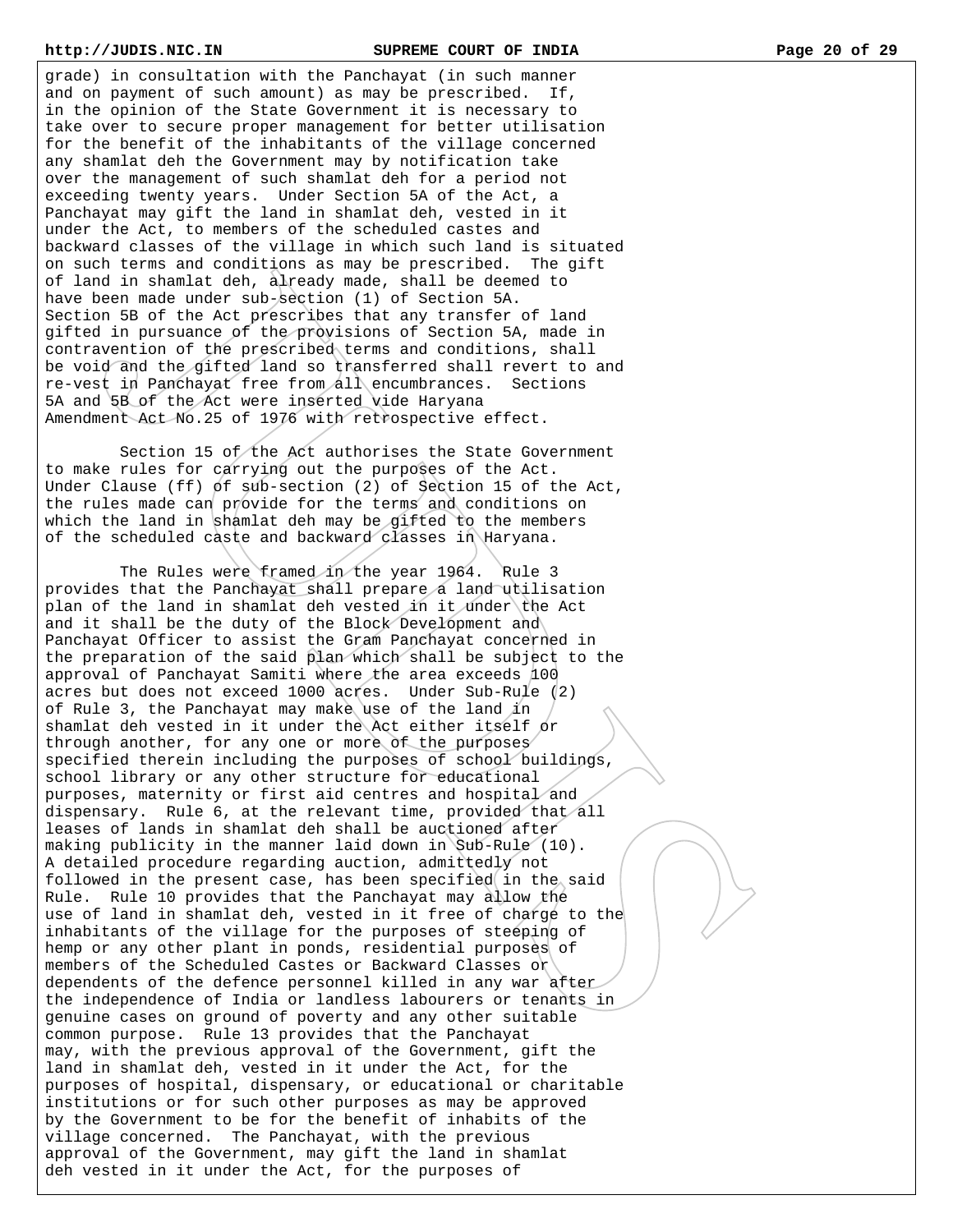grade) in consultation with the Panchayat (in such manner and on payment of such amount) as may be prescribed. If, in the opinion of the State Government it is necessary to take over to secure proper management for better utilisation for the benefit of the inhabitants of the village concerned any shamlat deh the Government may by notification take over the management of such shamlat deh for a period not exceeding twenty years. Under Section 5A of the Act, a Panchayat may gift the land in shamlat deh, vested in it under the Act, to members of the scheduled castes and backward classes of the village in which such land is situated on such terms and conditions as may be prescribed. The gift of land in shamlat deh, already made, shall be deemed to have been made under sub-section (1) of Section 5A. Section 5B of the Act prescribes that any transfer of land gifted in pursuance of the provisions of Section 5A, made in contravention of the prescribed terms and conditions, shall be void and the gifted land so transferred shall revert to and re-vest in Panchayat free from all encumbrances. Sections 5A and 5B of the Act were inserted vide Haryana Amendment Act No.25 of 1976 with retrospective effect.

Section 15 of the Act authorises the State Government to make rules for carrying out the purposes of the Act. Under Clause (ff) of sub-section (2) of Section 15 of the Act, the rules made can provide for the terms and conditions on which the land in shamlat deh may be gifted to the members of the scheduled caste and backward classes in Haryana.

The Rules were framed in the year 1964. Rule 3 provides that the Panchayat shall prepare a land utilisation plan of the land in shamlat deh vested in it under the Act and it shall be the duty of the Block Development and Panchayat Officer to assist the Gram Panchayat concerned in the preparation of the said plan which shall be subject to the approval of Panchayat Samiti where the area exceeds 100 acres but does not exceed 1000 acres. Under Sub-Rule (2) of Rule 3, the Panchayat may make use of the land in shamlat deh vested in it under the Act either itself or through another, for any one or more of the purposes specified therein including the purposes of school buildings, school library or any other structure for educational purposes, maternity or first aid centres and hospital and dispensary. Rule 6, at the relevant time, provided that all leases of lands in shamlat deh shall be auctioned after making publicity in the manner laid down in Sub-Rule (10). A detailed procedure regarding auction, admittedly not followed in the present case, has been specified in the said Rule. Rule 10 provides that the Panchayat may allow the use of land in shamlat deh, vested in it free of charge to the inhabitants of the village for the purposes of steeping of hemp or any other plant in ponds, residential purposes of members of the Scheduled Castes or Backward Classes or dependents of the defence personnel killed in any war after the independence of India or landless labourers or tenants in genuine cases on ground of poverty and any other suitable common purpose. Rule 13 provides that the Panchayat may, with the previous approval of the Government, gift the land in shamlat deh, vested in it under the Act, for the purposes of hospital, dispensary, or educational or charitable institutions or for such other purposes as may be approved by the Government to be for the benefit of inhabits of the village concerned. The Panchayat, with the previous approval of the Government, may gift the land in shamlat deh vested in it under the Act, for the purposes of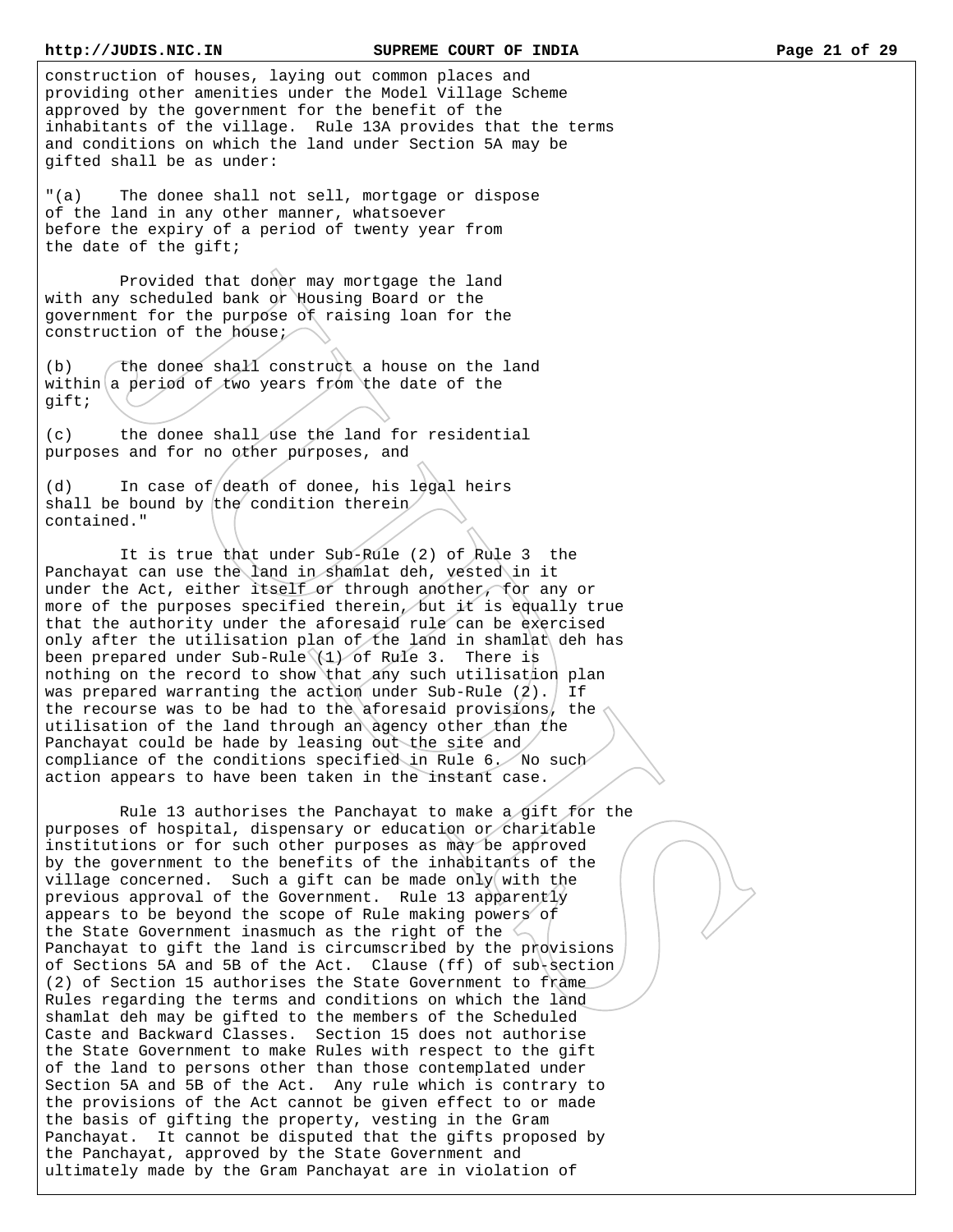construction of houses, laying out common places and providing other amenities under the Model Village Scheme approved by the government for the benefit of the inhabitants of the village. Rule 13A provides that the terms and conditions on which the land under Section 5A may be gifted shall be as under:

"(a) The donee shall not sell, mortgage or dispose of the land in any other manner, whatsoever before the expiry of a period of twenty year from the date of the gift;

Provided that doner may mortgage the land with any scheduled bank or Housing Board or the government for the purpose of raising loan for the construction of the house;

(b) the donee shall construct a house on the land within a period of two years from the date of the gift;

(c) the donee shall use the land for residential purposes and for no other purposes, and

(d) In case of death of donee, his legal heirs shall be bound by the condition therein contained."

It is true that under Sub-Rule (2) of Rule 3 the Panchayat can use the land in shamlat deh, vested in it under the Act, either itself or through another, for any or more of the purposes specified therein, but it is equally true that the authority under the aforesaid rule can be exercised only after the utilisation plan of the land in shamlat deh has been prepared under Sub-Rule (1) of Rule 3. There is nothing on the record to show that any such utilisation plan was prepared warranting the action under Sub-Rule (2). If the recourse was to be had to the aforesaid provisions, the utilisation of the land through an agency other than the Panchayat could be made by leasing out the site and compliance of the conditions specified in Rule 6. No such action appears to have been taken in the instant case.

Rule 13 authorises the Panchayat to make a gift for the purposes of hospital, dispensary or education or charitable institutions or for such other purposes as may be approved by the government to the benefits of the inhabitants of the village concerned. Such a gift can be made only with the previous approval of the Government. Rule 13 apparently appears to be beyond the scope of Rule making powers of the State Government inasmuch as the right of the Panchayat to gift the land is circumscribed by the provisions of Sections 5A and 5B of the Act. Clause (ff) of sub-section (2) of Section 15 authorises the State Government to frame Rules regarding the terms and conditions on which the land shamlat deh may be gifted to the members of the Scheduled Caste and Backward Classes. Section 15 does not authorise the State Government to make Rules with respect to the gift of the land to persons other than those contemplated under Section 5A and 5B of the Act. Any rule which is contrary to the provisions of the Act cannot be given effect to or made the basis of gifting the property, vesting in the Gram Panchayat. It cannot be disputed that the gifts proposed by the Panchayat, approved by the State Government and ultimately made by the Gram Panchayat are in violation of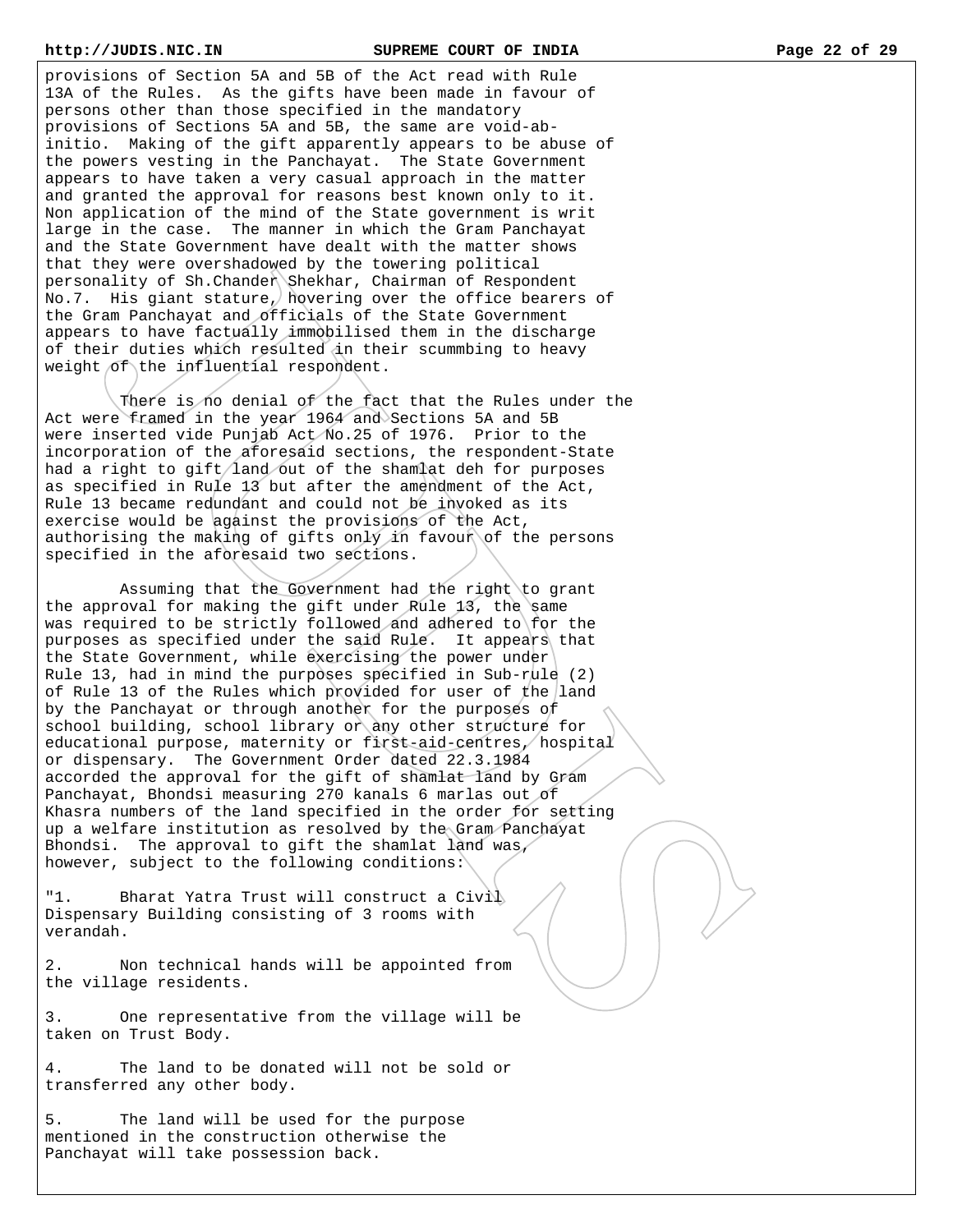provisions of Section 5A and 5B of the Act read with Rule 13A of the Rules. As the gifts have been made in favour of persons other than those specified in the mandatory provisions of Sections 5A and 5B, the same are void-ab-initio. Making of the gift apparently appears to be abuse of the powers vesting in the Panchayat. The State Government appears to have taken a very casual approach in the matter and granted the approval for reasons best known only to it. Non application of the mind of the State government is writ large in the case. The manner in which the Gram Panchayat and the State Government have dealt with the matter shows that they were overshadowed by the towering political personality of Sh.Chander Shekhar, Chairman of Respondent No.7. His giant stature, hovering over the office bearers of the Gram Panchayat and officials of the State Government appears to have factually immobilised them in the discharge of their duties which resulted in their scummbing to heavy weight of the influential respondent.

There is no denial of the fact that the Rules under the Act were framed in the year 1964 and Sections 5A and 5B were inserted vide Punjab Act No.25 of 1976. Prior to the incorporation of the aforesaid sections, the respondent-State had a right to gift land out of the shamlat deh for purposes as specified in Rule 13 but after the amendment of the Act, Rule 13 became redundant and could not be invoked as its exercise would be against the provisions of the Act, authorising the making of gifts only in favour of the persons specified in the aforesaid two sections.

Assuming that the Government had the right to grant the approval for making the gift under Rule 13, the same was required to be strictly followed and adhered to for the purposes as specified under the said Rule. It appears that the State Government, while exercising the power under Rule 13, had in mind the purposes specified in Sub-rule (2) of Rule 13 of the Rules which provided for user of the land by the Panchayat or through another for the purposes of school building, school library or any other structure for educational purpose, maternity or first-aid-centres, hospital or dispensary. The Government Order dated 22.3.1984 accorded the approval for the gift of shamlat land by Gram Panchayat, Bhondsi measuring 270 kanals 6 marlas out of Khasra numbers of the land specified in the order for setting up a welfare institution as resolved by the Gram Panchayat Bhondsi. The approval to gift the shamlat land was, however, subject to the following conditions:

"1. Bharat Yatra Trust will construct a Civil Dispensary Building consisting of 3 rooms with verandah.

2. Non technical hands will be appointed from the village residents.

3. One representative from the village will be taken on Trust Body.

4. The land to be donated will not be sold or transferred any other body.

5. The land will be used for the purpose mentioned in the construction otherwise the Panchayat will take possession back.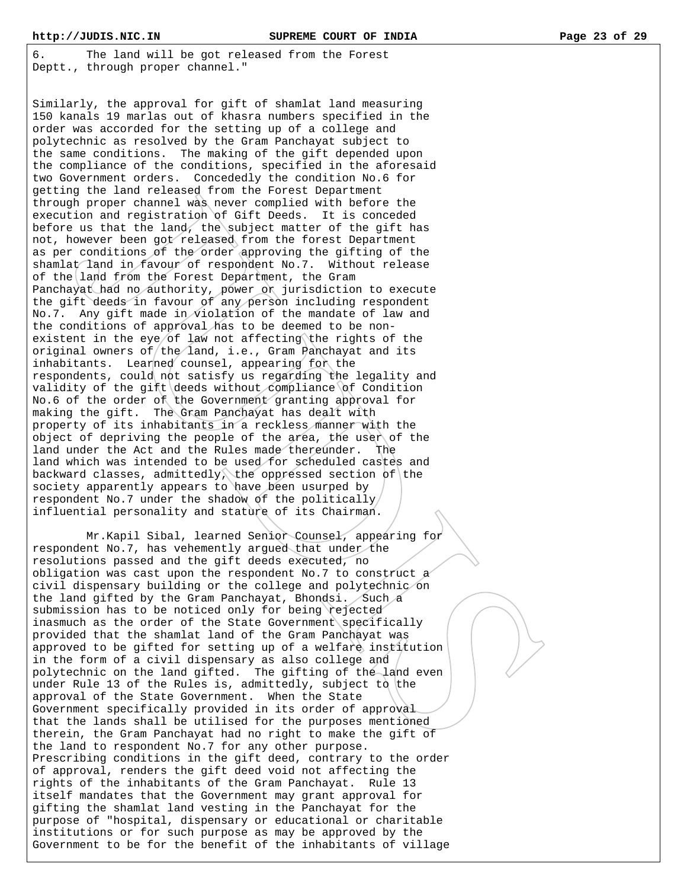6. The land will be got released from the Forest Deptt., through proper channel."

Similarly, the approval for gift of shamlat land measuring 150 kanals 19 marlas out of khasra numbers specified in the order was accorded for the setting up of a college and polytechnic as resolved by the Gram Panchayat subject to the same conditions. The making of the gift depended upon the compliance of the conditions, specified in the aforesaid two Government orders. Concededly the condition No.6 for getting the land released from the Forest Department through proper channel was never complied with before the execution and registration of Gift Deeds. It is conceded before us that the land, the subject matter of the gift has not, however been got released from the forest Department as per conditions of the order approving the gifting of the shamlat land in favour of respondent No.7. Without release of the land from the Forest Department, the Gram Panchayat had no authority, power or jurisdiction to execute the gift deeds in favour of any person including respondent No.7. Any gift made in violation of the mandate of law and the conditions of approval has to be deemed to be non-existent in the eye of law not affecting the rights of the original owners of the land, i.e., Gram Panchayat and its inhabitants. Learned counsel, appearing for the respondents, could not satisfy us regarding the legality and validity of the gift deeds without compliance of Condition No.6 of the order of the Government granting approval for making the gift. The Gram Panchayat has dealt with property of its inhabitants in a reckless manner with the object of depriving the people of the area, the user of the land under the Act and the Rules made thereunder. The land which was intended to be used for scheduled castes and backward classes, admittedly, the oppressed section of the society apparently appears to have been usurped by respondent No.7 under the shadow of the politically influential personality and stature of its Chairman.

Mr.Kapil Sibal, learned Senior Counsel, appearing for respondent No.7, has vehemently argued that under the resolutions passed and the gift deeds executed, no obligation was cast upon the respondent No.7 to construct a civil dispensary building or the college and polytechnic on the land gifted by the Gram Panchayat, Bhondsi. Such a submission has to be noticed only for being rejected inasmuch as the order of the State Government specifically provided that the shamlat land of the Gram Panchayat was approved to be gifted for setting up of a welfare institution in the form of a civil dispensary as also college and polytechnic on the land gifted. The gifting of the land even under Rule 13 of the Rules is, admittedly, subject to the approval of the State Government. When the State Government specifically provided in its order of approval that the lands shall be utilised for the purposes mentioned therein, the Gram Panchayat had no right to make the gift of the land to respondent No.7 for any other purpose. Prescribing conditions in the gift deed, contrary to the order of approval, renders the gift deed void not affecting the rights of the inhabitants of the Gram Panchayat. Rule 13 itself mandates that the Government may grant approval for gifting the shamlat land vesting in the Panchayat for the purpose of "hospital, dispensary or educational or charitable institutions or for such purpose as may be approved by the Government to be for the benefit of the inhabitants of village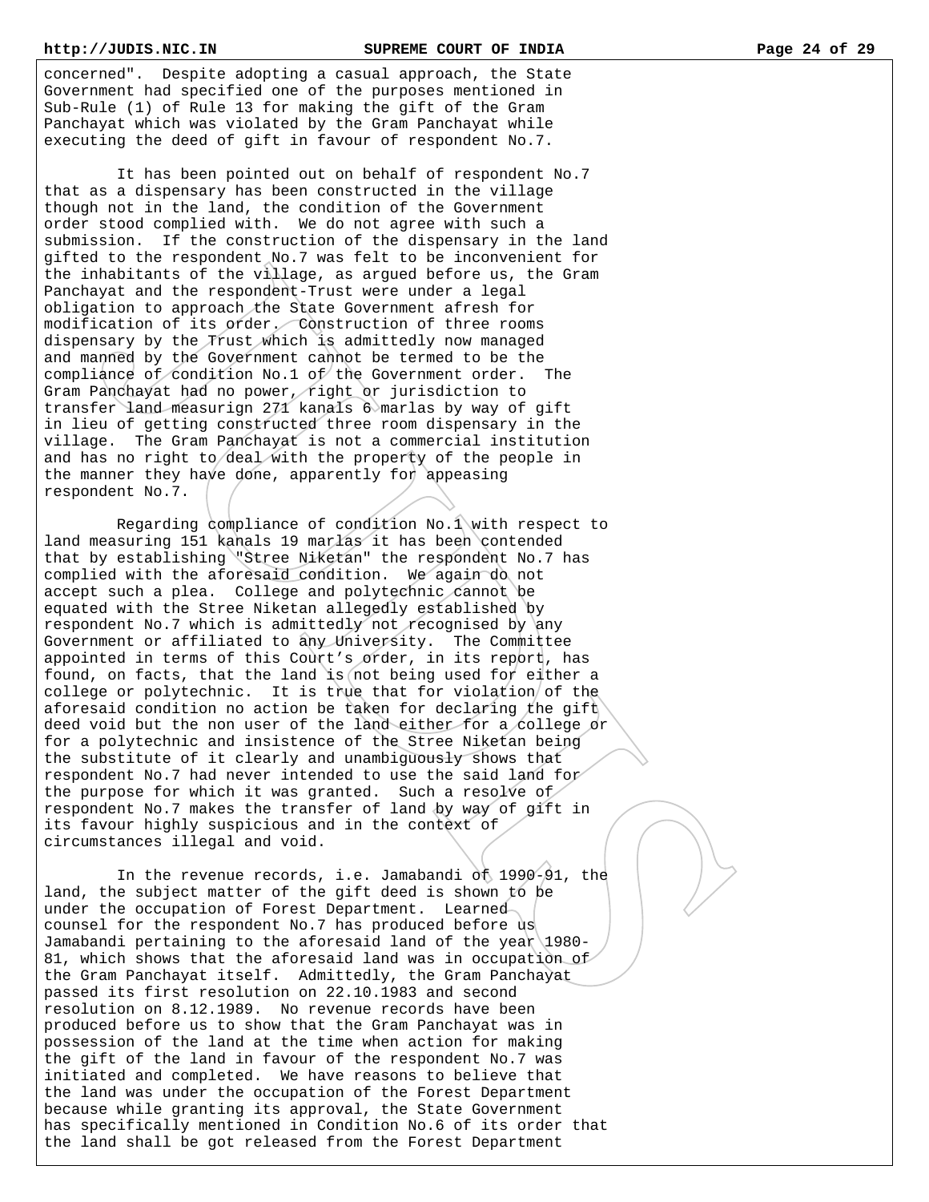concerned". Despite adopting a casual approach, the State Government had specified one of the purposes mentioned in Sub-Rule (1) of Rule 13 for making the gift of the Gram Panchayat which was violated by the Gram Panchayat while executing the deed of gift in favour of respondent No.7.

It has been pointed out on behalf of respondent No.7 that as a dispensary has been constructed in the village though not in the land, the condition of the Government order stood complied with. We do not agree with such a submission. If the construction of the dispensary in the land gifted to the respondent No.7 was felt to be inconvenient for the inhabitants of the village, as argued before us, the Gram Panchayat and the respondent-Trust were under a legal obligation to approach the State Government afresh for modification of its order. Construction of three rooms dispensary by the Trust which is admittedly now managed and manned by the Government cannot be termed to be the compliance of condition No.1 of the Government order. The Gram Panchayat had no power, right or jurisdiction to transfer land measurign 271 kanals 6 marlas by way of gift in lieu of getting constructed three room dispensary in the village. The Gram Panchayat is not a commercial institution and has no right to deal with the property of the people in the manner they have done, apparently for appeasing respondent No.7.

Regarding compliance of condition No.1 with respect to land measuring 151 kanals 19 marlas it has been contended that by establishing "Stree Niketan" the respondent No.7 has complied with the aforesaid condition. We again do not accept such a plea. College and polytechnic cannot be equated with the Stree Niketan allegedly established by respondent No.7 which is admittedly not recognised by any Government or affiliated to any University. The Committee appointed in terms of this Court's order, in its report, has found, on facts, that the land is not being used for either a college or polytechnic. It is true that for violation of the aforesaid condition no action be taken for declaring the gift deed void but the non user of the land either for a college or for a polytechnic and insistence of the Stree Niketan being the substitute of it clearly and unambiguously shows that respondent No.7 had never intended to use the said land for the purpose for which it was granted. Such a resolve of respondent No.7 makes the transfer of land by way of gift in its favour highly suspicious and in the context of circumstances illegal and void.

In the revenue records, i.e. Jamabandi of 1990-91, the land, the subject matter of the gift deed is shown to be under the occupation of Forest Department. Learned counsel for the respondent No.7 has produced before us Jamabandi pertaining to the aforesaid land of the year 1980-81, which shows that the aforesaid land was in occupation of the Gram Panchayat itself. Admittedly, the Gram Panchayat passed its first resolution on 22.10.1983 and second resolution on 8.12.1989. No revenue records have been produced before us to show that the Gram Panchayat was in possession of the land at the time when action for making the gift of the land in favour of the respondent No.7 was initiated and completed. We have reasons to believe that the land was under the occupation of the Forest Department because while granting its approval, the State Government has specifically mentioned in Condition No.6 of its order that the land shall be got released from the Forest Department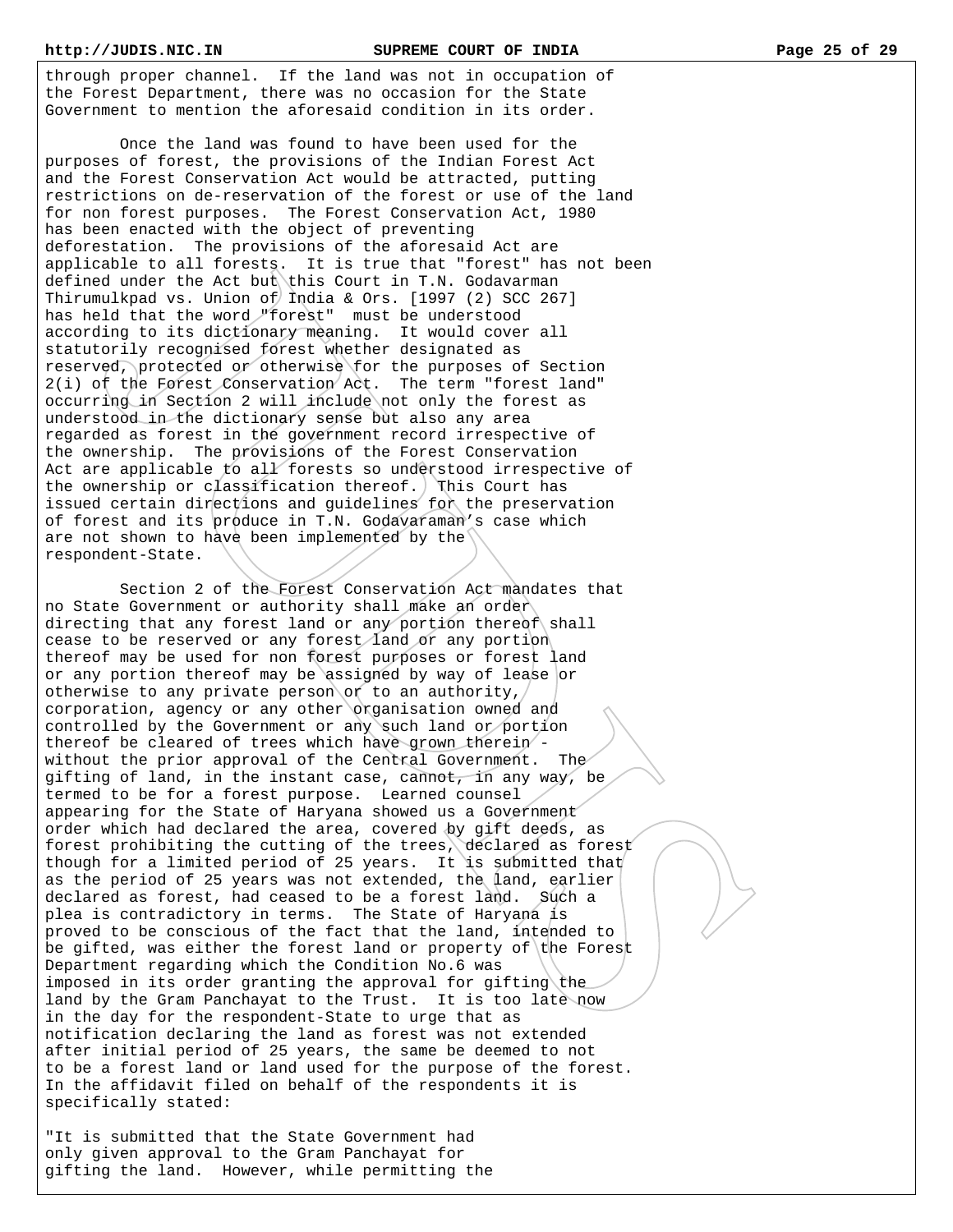through proper channel. If the land was not in occupation of the Forest Department, there was no occasion for the State Government to mention the aforesaid condition in its order.

Once the land was found to have been used for the purposes of forest, the provisions of the Indian Forest Act and the Forest Conservation Act would be attracted, putting restrictions on de-reservation of the forest or use of the land for non forest purposes. The Forest Conservation Act, 1980 has been enacted with the object of preventing deforestation. The provisions of the aforesaid Act are applicable to all forests. It is true that "forest" has not been defined under the Act but this Court in T.N. Godavarman Thirumulkpad vs. Union of India & Ors. [1997 (2) SCC 267] has held that the word "forest" must be understood according to its dictionary meaning. It would cover all statutorily recognised forest whether designated as reserved, protected or otherwise for the purposes of Section 2(i) of the Forest Conservation Act. The term "forest land" occurring in Section 2 will include not only the forest as understood in the dictionary sense but also any area regarded as forest in the government record irrespective of the ownership. The provisions of the Forest Conservation Act are applicable to all forests so understood irrespective of the ownership or classification thereof. This Court has issued certain directions and guidelines for the preservation of forest and its produce in T.N. Godavaraman's case which are not shown to have been implemented by the respondent-State.

Section 2 of the Forest Conservation Act mandates that no State Government or authority shall make an order directing that any forest land or any portion thereof shall cease to be reserved or any forest land or any portion thereof may be used for non forest purposes or forest land or any portion thereof may be assigned by way of lease or otherwise to any private person or to an authority, corporation, agency or any other organisation owned and controlled by the Government or any such land or portion thereof be cleared of trees which have grown therein - without the prior approval of the Central Government. The gifting of land, in the instant case, cannot, in any way, be termed to be for a forest purpose. Learned counsel appearing for the State of Haryana showed us a Government order which had declared the area, covered by gift deeds, as forest prohibiting the cutting of the trees, declared as forest though for a limited period of 25 years. It is submitted that as the period of 25 years was not extended, the land, earlier declared as forest, had ceased to be a forest land. Such a plea is contradictory in terms. The State of Haryana is proved to be conscious of the fact that the land, intended to be gifted, was either the forest land or property of the Forest Department regarding which the Condition No.6 was imposed in its order granting the approval for gifting the land by the Gram Panchayat to the Trust. It is too late now in the day for the respondent-State to urge that as notification declaring the land as forest was not extended after initial period of 25 years, the same be deemed to not to be a forest land or land used for the purpose of the forest. In the affidavit filed on behalf of the respondents it is specifically stated:

"It is submitted that the State Government had only given approval to the Gram Panchayat for gifting the land. However, while permitting the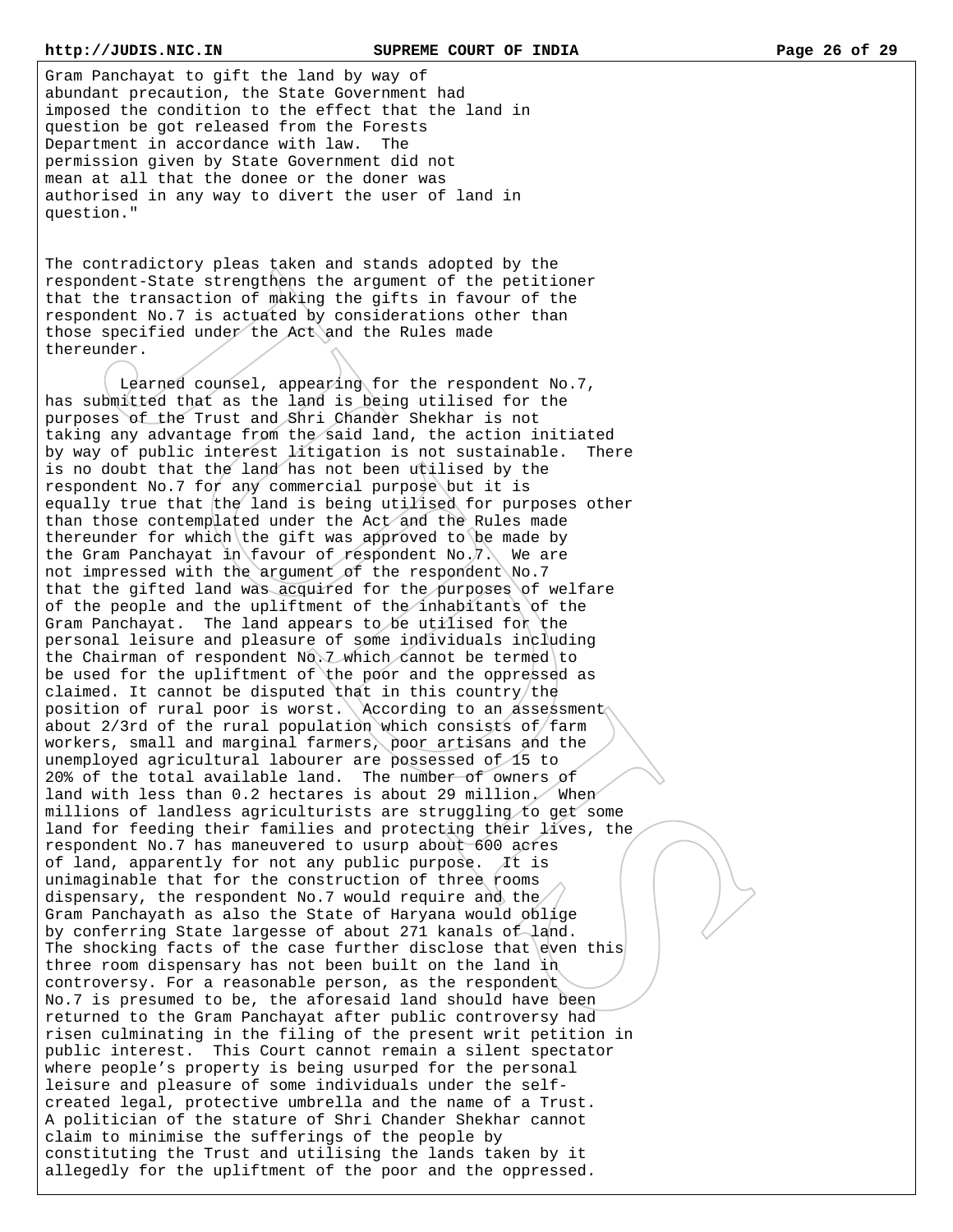Gram Panchayat to gift the land by way of abundant precaution, the State Government had imposed the condition to the effect that the land in question be got released from the Forests Department in accordance with law. The permission given by State Government did not mean at all that the donee or the doner was authorised in any way to divert the user of land in question."

The contradictory pleas taken and stands adopted by the respondent-State strengthens the argument of the petitioner that the transaction of making the gifts in favour of the respondent No.7 is actuated by considerations other than those specified under the Act and the Rules made thereunder.

Learned counsel, appearing for the respondent No.7, has submitted that as the land is being utilised for the purposes of the Trust and Shri Chander Shekhar is not taking any advantage from the said land, the action initiated by way of public interest litigation is not sustainable. There is no doubt that the land has not been utilised by the respondent No.7 for any commercial purpose but it is equally true that the land is being utilised for purposes other than those contemplated under the Act and the Rules made thereunder for which the gift was approved to be made by the Gram Panchayat in favour of respondent No.7. We are not impressed with the argument of the respondent No.7 that the gifted land was acquired for the purposes of welfare of the people and the upliftment of the inhabitants of the Gram Panchayat. The land appears to be utilised for the personal leisure and pleasure of some individuals including the Chairman of respondent No.7 which cannot be termed to be used for the upliftment of the poor and the oppressed as claimed. It cannot be disputed that in this country the position of rural poor is worst. According to an assessment about 2/3rd of the rural population which consists of farm workers, small and marginal farmers, poor artisans and the unemployed agricultural labourer are possessed of 15 to 20% of the total available land. The number of owners of land with less than 0.2 hectares is about 29 million. When millions of landless agriculturists are struggling to get some land for feeding their families and protecting their lives, the respondent No.7 has maneuvered to usurp about 600 acres of land, apparently for not any public purpose. It is unimaginable that for the construction of three rooms dispensary, the respondent No.7 would require and the Gram Panchayath as also the State of Haryana would oblige by conferring State largesse of about 271 kanals of land. The shocking facts of the case further disclose that even this three room dispensary has not been built on the land in controversy. For a reasonable person, as the respondent No.7 is presumed to be, the aforesaid land should have been returned to the Gram Panchayat after public controversy had risen culminating in the filing of the present writ petition in public interest. This Court cannot remain a silent spectator where people's property is being usurped for the personal leisure and pleasure of some individuals under the self-created legal, protective umbrella and the name of a Trust. A politician of the stature of Shri Chander Shekhar cannot claim to minimise the sufferings of the people by constituting the Trust and utilising the lands taken by it allegedly for the upliftment of the poor and the oppressed.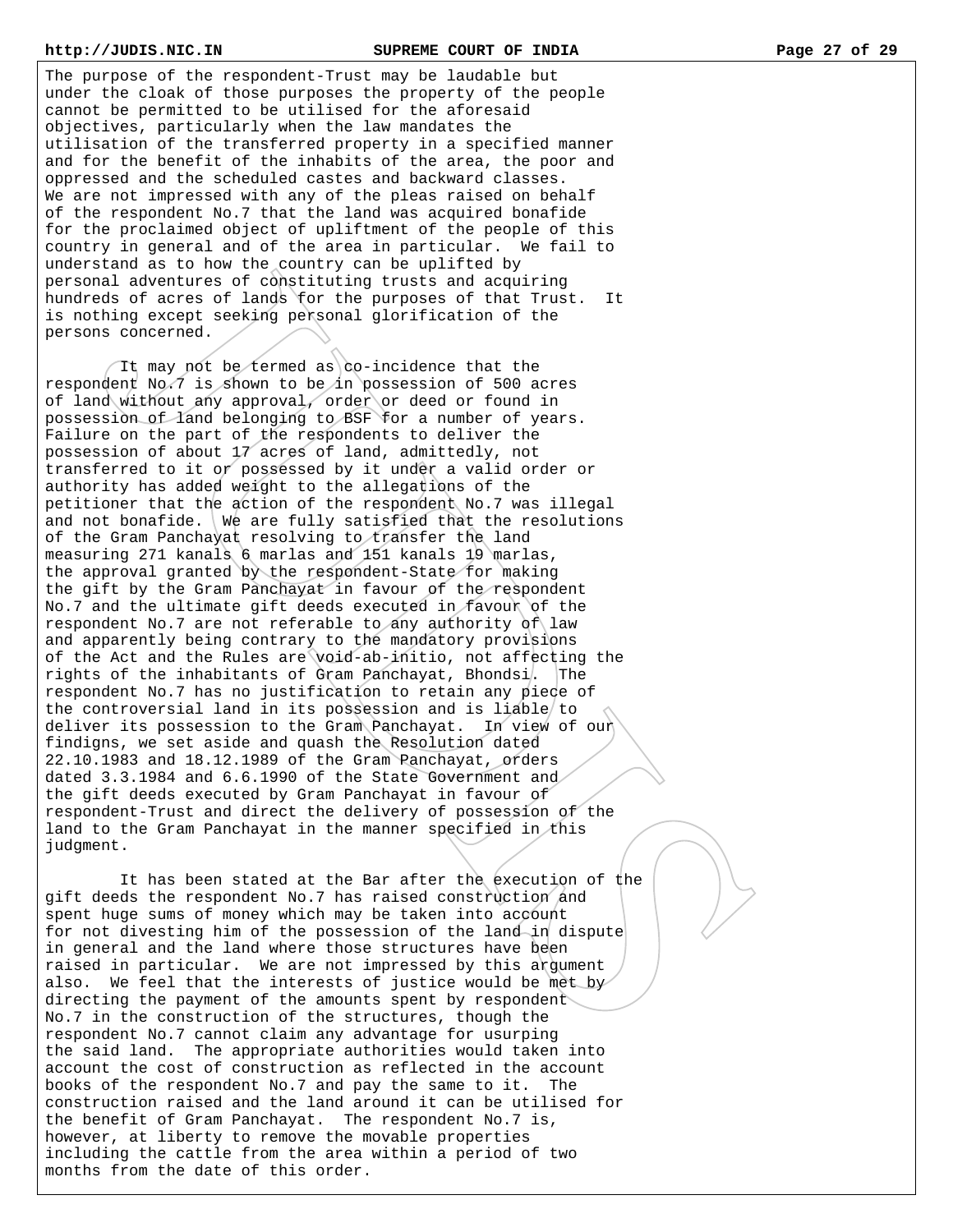The purpose of the respondent-Trust may be laudable but under the cloak of those purposes the property of the people cannot be permitted to be utilised for the aforesaid objectives, particularly when the law mandates the utilisation of the transferred property in a specified manner and for the benefit of the inhabits of the area, the poor and oppressed and the scheduled castes and backward classes. We are not impressed with any of the pleas raised on behalf of the respondent No.7 that the land was acquired bonafide for the proclaimed object of upliftment of the people of this country in general and of the area in particular. We fail to understand as to how the country can be uplifted by personal adventures of constituting trusts and acquiring hundreds of acres of lands for the purposes of that Trust. It is nothing except seeking personal glorification of the persons concerned.

It may not be termed as co-incidence that the respondent No.7 is shown to be in possession of 500 acres of land without any approval, order or deed or found in possession of land belonging to BSF for a number of years. Failure on the part of the respondents to deliver the possession of about 17 acres of land, admittedly, not transferred to it or possessed by it under a valid order or authority has added weight to the allegations of the petitioner that the action of the respondent No.7 was illegal and not bonafide. We are fully satisfied that the resolutions of the Gram Panchayat resolving to transfer the land measuring 271 kanals 6 marlas and 151 kanals 19 marlas, the approval granted by the respondent-State for making the gift by the Gram Panchayat in favour of the respondent No.7 and the ultimate gift deeds executed in favour of the respondent No.7 are not referable to any authority of law and apparently being contrary to the mandatory provisions of the Act and the Rules are void-ab-initio, not affecting the rights of the inhabitants of Gram Panchayat, Bhondsi. The respondent No.7 has no justification to retain any piece of the controversial land in its possession and is liable to deliver its possession to the Gram Panchayat. In view of our findigns, we set aside and quash the Resolution dated 22.10.1983 and 18.12.1989 of the Gram Panchayat, orders dated 3.3.1984 and 6.6.1990 of the State Government and the gift deeds executed by Gram Panchayat in favour of respondent-Trust and direct the delivery of possession of the land to the Gram Panchayat in the manner specified in this judgment.

It has been stated at the Bar after the execution of the gift deeds the respondent No.7 has raised construction and spent huge sums of money which may be taken into account for not divesting him of the possession of the land in dispute in general and the land where those structures have been raised in particular. We are not impressed by this argument also. We feel that the interests of justice would be met by directing the payment of the amounts spent by respondent No.7 in the construction of the structures, though the respondent No.7 cannot claim any advantage for usurping the said land. The appropriate authorities would taken into account the cost of construction as reflected in the account books of the respondent No.7 and pay the same to it. The construction raised and the land around it can be utilised for the benefit of Gram Panchayat. The respondent No.7 is, however, at liberty to remove the movable properties including the cattle from the area within a period of two months from the date of this order.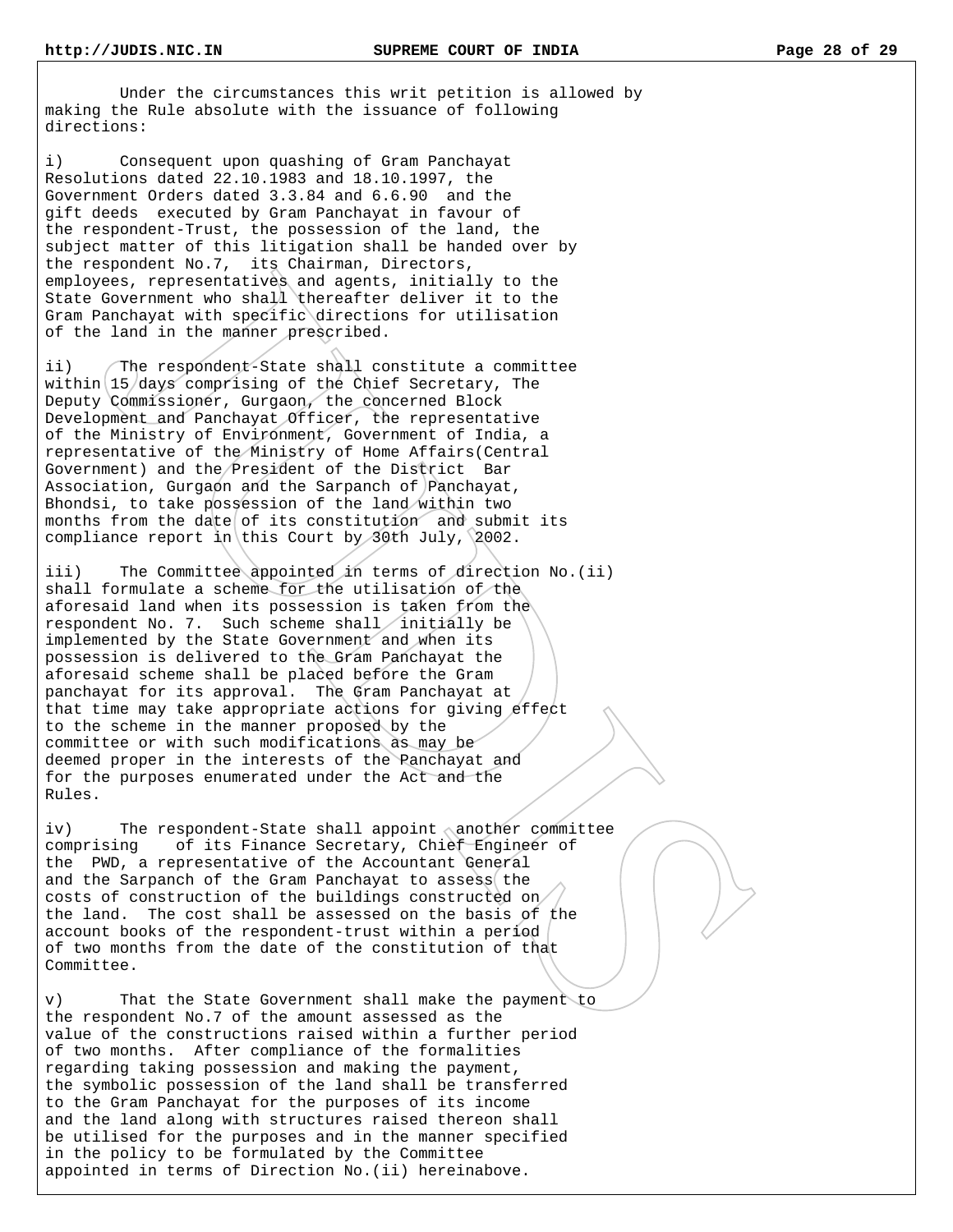Under the circumstances this writ petition is allowed by making the Rule absolute with the issuance of following directions:

i) Consequent upon quashing of Gram Panchayat Resolutions dated 22.10.1983 and 18.10.1997, the Government Orders dated 3.3.84 and 6.6.90 and the gift deeds executed by Gram Panchayat in favour of the respondent-Trust, the possession of the land, the subject matter of this litigation shall be handed over by the respondent No.7, its Chairman, Directors, employees, representatives and agents, initially to the State Government who shall thereafter deliver it to the Gram Panchayat with specific directions for utilisation of the land in the manner prescribed.

ii) The respondent-State shall constitute a committee within 15 days comprising of the Chief Secretary, The Deputy Commissioner, Gurgaon, the concerned Block Development and Panchayat Officer, the representative of the Ministry of Environment, Government of India, a representative of the Ministry of Home Affairs(Central Government) and the President of the District Bar Association, Gurgaon and the Sarpanch of Panchayat, Bhondsi, to take possession of the land within two months from the date of its constitution and submit its compliance report in this Court by 30th July, 2002.

iii) The Committee appointed in terms of direction No.(ii) shall formulate a scheme for the utilisation of the aforesaid land when its possession is taken from the respondent No. 7. Such scheme shall initially be implemented by the State Government and when its possession is delivered to the Gram Panchayat the aforesaid scheme shall be placed before the Gram panchayat for its approval. The Gram Panchayat at that time may take appropriate actions for giving effect to the scheme in the manner proposed by the committee or with such modifications as may be deemed proper in the interests of the Panchayat and for the purposes enumerated under the Act and the Rules.

iv) The respondent-State shall appoint another committee comprising of its Finance Secretary, Chief Engineer of the PWD, a representative of the Accountant General and the Sarpanch of the Gram Panchayat to assess the costs of construction of the buildings constructed on the land. The cost shall be assessed on the basis of the account books of the respondent-trust within a period of two months from the date of the constitution of that Committee.

v) That the State Government shall make the payment to the respondent No.7 of the amount assessed as the value of the constructions raised within a further period of two months. After compliance of the formalities regarding taking possession and making the payment, the symbolic possession of the land shall be transferred to the Gram Panchayat for the purposes of its income and the land along with structures raised thereon shall be utilised for the purposes and in the manner specified in the policy to be formulated by the Committee appointed in terms of Direction No.(ii) hereinabove.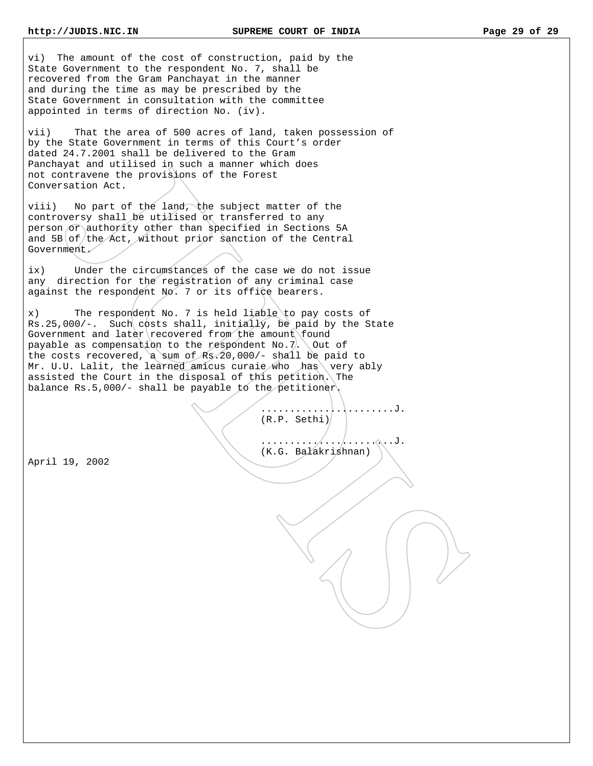vi) The amount of the cost of construction, paid by the State Government to the respondent No. 7, shall be recovered from the Gram Panchayat in the manner and during the time as may be prescribed by the State Government in consultation with the committee appointed in terms of direction No. (iv).

vii) That the area of 500 acres of land, taken possession of by the State Government in terms of this Court's order dated 24.7.2001 shall be delivered to the Gram Panchayat and utilised in such a manner which does not contravene the provisions of the Forest Conversation Act.

viii) No part of the land, the subject matter of the controversy shall be utilised or transferred to any person or authority other than specified in Sections 5A and 5B of the Act, without prior sanction of the Central Government.

ix) Under the circumstances of the case we do not issue any direction for the registration of any criminal case against the respondent No. 7 or its office bearers.

x) The respondent No. 7 is held liable to pay costs of Rs.25,000/-. Such costs shall, initially, be paid by the State Government and later recovered from the amount found payable as compensation to the respondent No.7. Out of the costs recovered, a sum of Rs.20,000/- shall be paid to Mr. U.U. Lalit, the learned amicus curaie who has very ably assisted the Court in the disposal of this petition. The balance Rs.5,000/- shall be payable to the petitioner.

.......................J.
(R.P. Sethi)

.......................J.
(K.G. Balakrishnan)

April 19, 2002